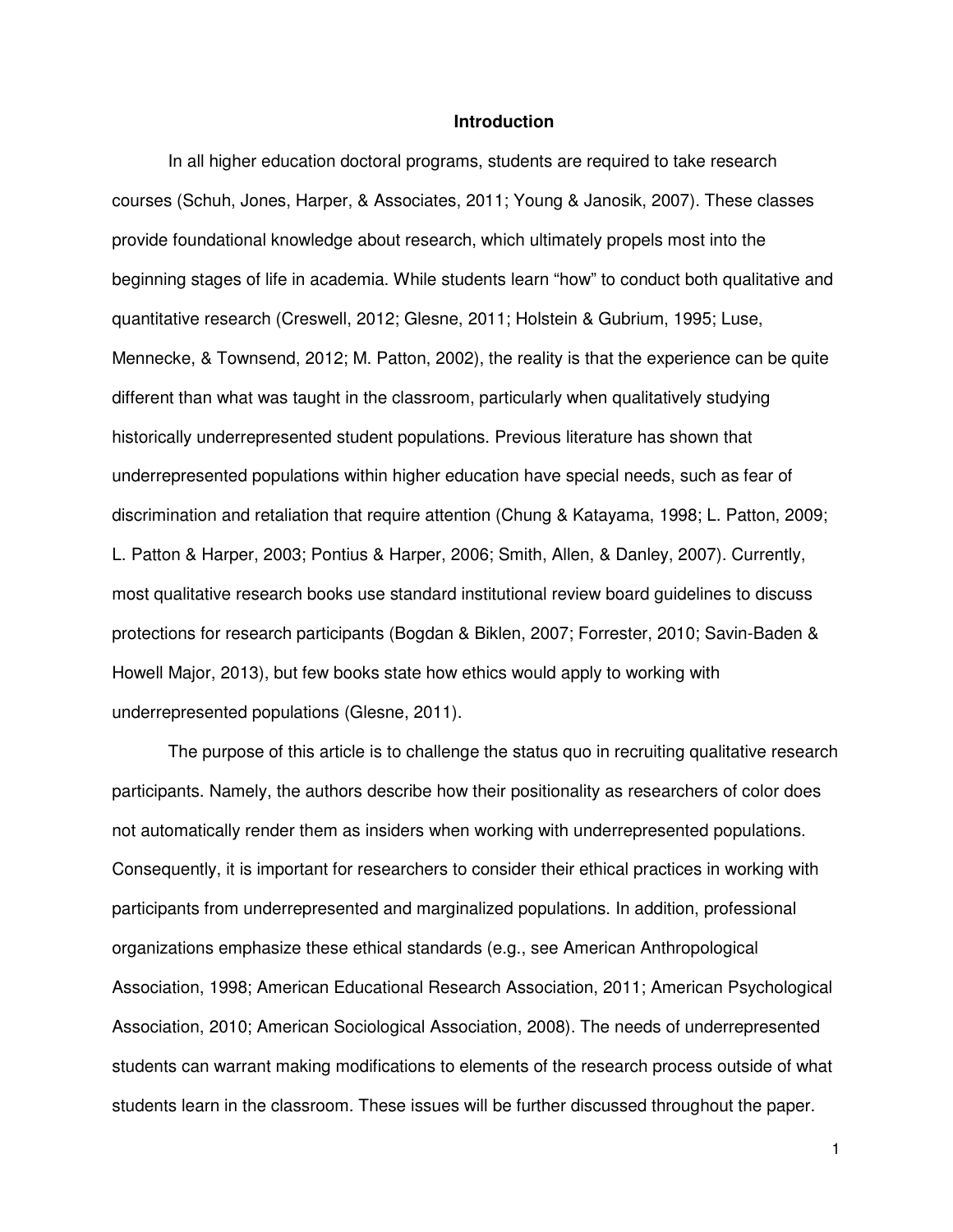# Introduction

In all higher education doctoral programs, students are required to take research courses (Schuh, Jones, Harper, & Associates, 2011; Young & Janosik, 2007). These classes provide foundational knowledge about research, which ultimately propels most into the beginning stages of life in academia. While students learn "how" to conduct both qualitative and quantitative research (Creswell, 2012; Glesne, 2011; Holstein & Gubrium, 1995; Luse, Mennecke, & Townsend, 2012; M. Patton, 2002), the reality is that the experience can be quite different than what was taught in the classroom, particularly when qualitatively studying historically underrepresented student populations. Previous literature has shown that underrepresented populations within higher education have special needs, such as fear of discrimination and retaliation that require attention (Chung & Katayama, 1998; L. Patton, 2009; L. Patton & Harper, 2003; Pontius & Harper, 2006; Smith, Allen, & Danley, 2007). Currently, most qualitative research books use standard institutional review board guidelines to discuss protections for research participants (Bogdan & Biklen, 2007; Forrester, 2010; Savin-Baden & Howell Major, 2013), but few books state how ethics would apply to working with underrepresented populations (Glesne, 2011).

The purpose of this article is to challenge the status quo in recruiting qualitative research participants. Namely, the authors describe how their positionality as researchers of color does not automatically render them as insiders when working with underrepresented populations. Consequently, it is important for researchers to consider their ethical practices in working with participants from underrepresented and marginalized populations. In addition, professional organizations emphasize these ethical standards (e.g., see American Anthropological Association, 1998; American Educational Research Association, 2011; American Psychological Association, 2010; American Sociological Association, 2008). The needs of underrepresented students can warrant making modifications to elements of the research process outside of what students learn in the classroom. These issues will be further discussed throughout the paper.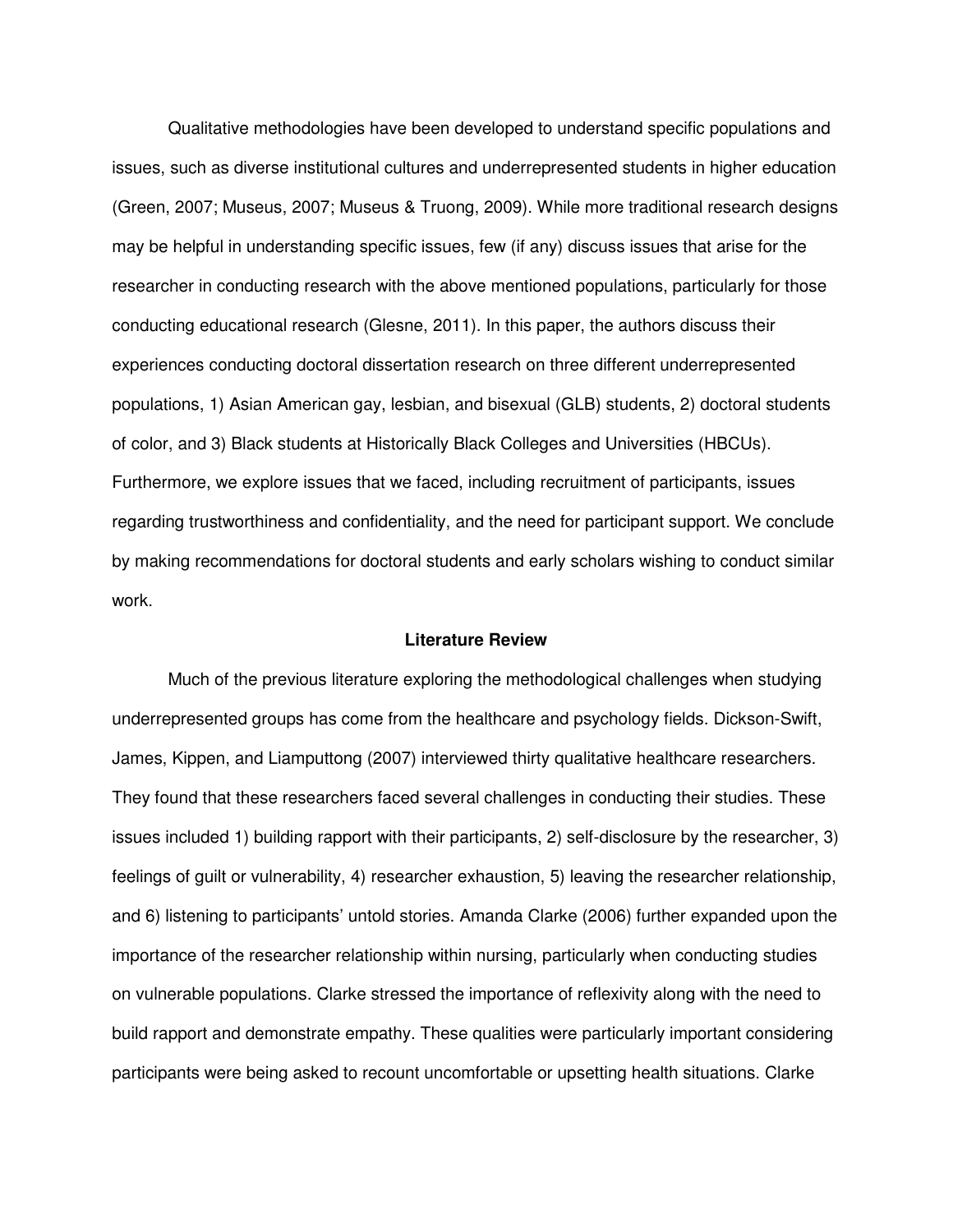Qualitative methodologies have been developed to understand specific populations and issues, such as diverse institutional cultures and underrepresented students in higher education (Green, 2007; Museus, 2007; Museus & Truong, 2009). While more traditional research designs may be helpful in understanding specific issues, few (if any) discuss issues that arise for the researcher in conducting research with the above mentioned populations, particularly for those conducting educational research (Glesne, 2011). In this paper, the authors discuss their experiences conducting doctoral dissertation research on three different underrepresented populations, 1) Asian American gay, lesbian, and bisexual (GLB) students, 2) doctoral students of color, and 3) Black students at Historically Black Colleges and Universities (HBCUs). Furthermore, we explore issues that we faced, including recruitment of participants, issues regarding trustworthiness and confidentiality, and the need for participant support. We conclude by making recommendations for doctoral students and early scholars wishing to conduct similar work.

## Literature Review

Much of the previous literature exploring the methodological challenges when studying underrepresented groups has come from the healthcare and psychology fields. Dickson-Swift, James, Kippen, and Liamputtong (2007) interviewed thirty qualitative healthcare researchers. They found that these researchers faced several challenges in conducting their studies. These issues included 1) building rapport with their participants, 2) self-disclosure by the researcher, 3) feelings of guilt or vulnerability, 4) researcher exhaustion, 5) leaving the researcher relationship, and 6) listening to participants' untold stories. Amanda Clarke (2006) further expanded upon the importance of the researcher relationship within nursing, particularly when conducting studies on vulnerable populations. Clarke stressed the importance of reflexivity along with the need to build rapport and demonstrate empathy. These qualities were particularly important considering participants were being asked to recount uncomfortable or upsetting health situations. Clarke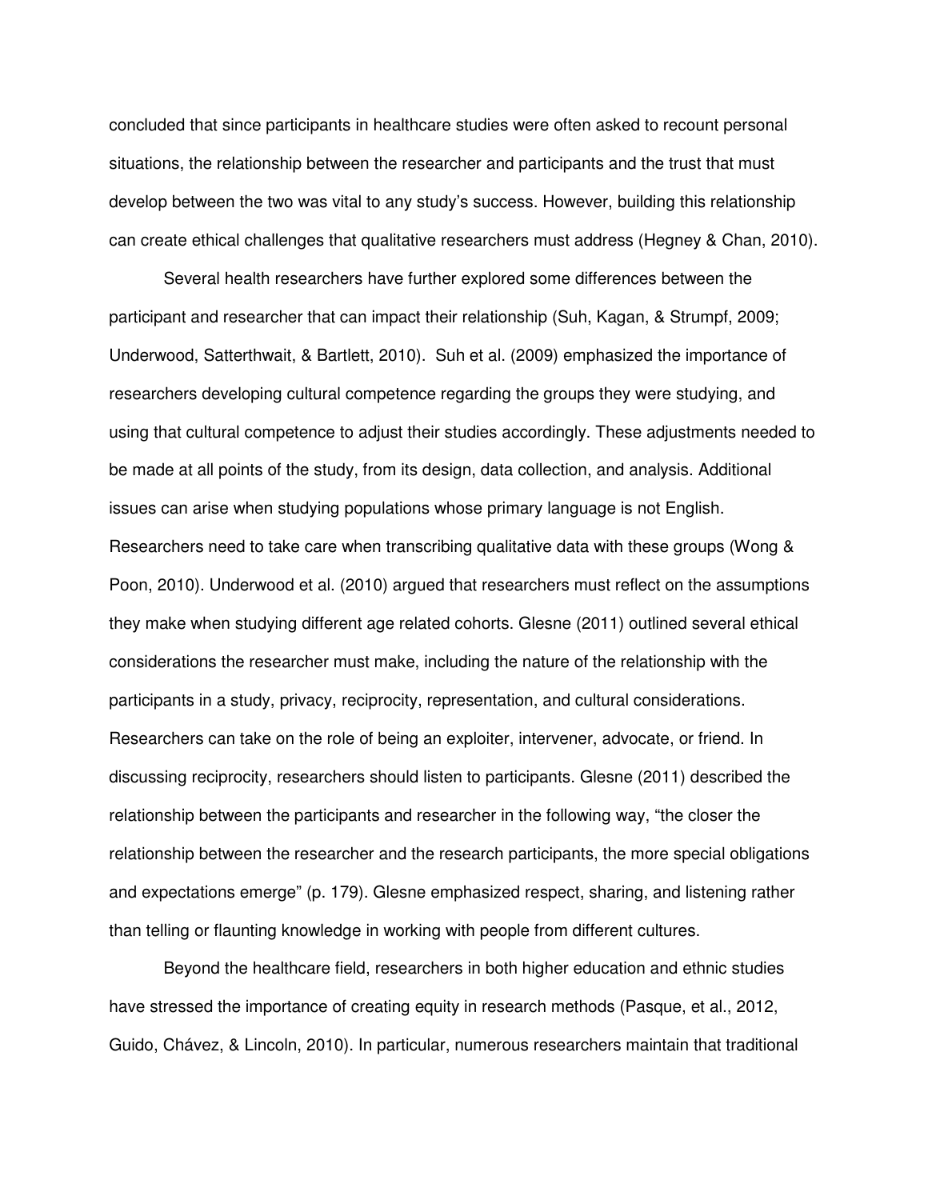concluded that since participants in healthcare studies were often asked to recount personal situations, the relationship between the researcher and participants and the trust that must develop between the two was vital to any study's success. However, building this relationship can create ethical challenges that qualitative researchers must address (Hegney & Chan, 2010).

Several health researchers have further explored some differences between the participant and researcher that can impact their relationship (Suh, Kagan, & Strumpf, 2009; Underwood, Satterthwait, & Bartlett, 2010). Suh et al. (2009) emphasized the importance of researchers developing cultural competence regarding the groups they were studying, and using that cultural competence to adjust their studies accordingly. These adjustments needed to be made at all points of the study, from its design, data collection, and analysis. Additional issues can arise when studying populations whose primary language is not English. Researchers need to take care when transcribing qualitative data with these groups (Wong & Poon, 2010). Underwood et al. (2010) argued that researchers must reflect on the assumptions they make when studying different age related cohorts. Glesne (2011) outlined several ethical considerations the researcher must make, including the nature of the relationship with the participants in a study, privacy, reciprocity, representation, and cultural considerations. Researchers can take on the role of being an exploiter, intervener, advocate, or friend. In discussing reciprocity, researchers should listen to participants. Glesne (2011) described the relationship between the participants and researcher in the following way, "the closer the relationship between the researcher and the research participants, the more special obligations and expectations emerge" (p. 179). Glesne emphasized respect, sharing, and listening rather than telling or flaunting knowledge in working with people from different cultures.

Beyond the healthcare field, researchers in both higher education and ethnic studies have stressed the importance of creating equity in research methods (Pasque, et al., 2012, Guido, Chávez, & Lincoln, 2010). In particular, numerous researchers maintain that traditional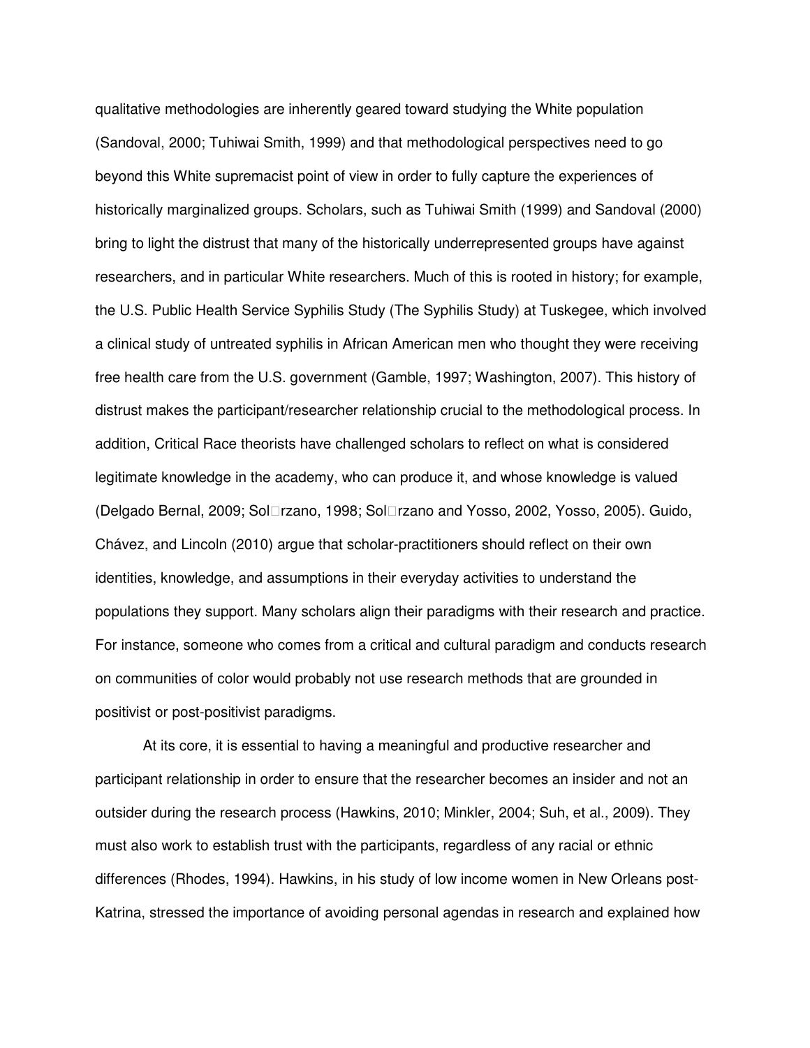qualitative methodologies are inherently geared toward studying the White population (Sandoval, 2000; Tuhiwai Smith, 1999) and that methodological perspectives need to go beyond this White supremacist point of view in order to fully capture the experiences of historically marginalized groups. Scholars, such as Tuhiwai Smith (1999) and Sandoval (2000) bring to light the distrust that many of the historically underrepresented groups have against researchers, and in particular White researchers. Much of this is rooted in history; for example, the U.S. Public Health Service Syphilis Study (The Syphilis Study) at Tuskegee, which involved a clinical study of untreated syphilis in African American men who thought they were receiving free health care from the U.S. government (Gamble, 1997; Washington, 2007). This history of distrust makes the participant/researcher relationship crucial to the methodological process. In addition, Critical Race theorists have challenged scholars to reflect on what is considered legitimate knowledge in the academy, who can produce it, and whose knowledge is valued (Delgado Bernal, 2009; Sol□rzano, 1998; Sol□rzano and Yosso, 2002, Yosso, 2005). Guido, Chávez, and Lincoln (2010) argue that scholar-practitioners should reflect on their own identities, knowledge, and assumptions in their everyday activities to understand the populations they support. Many scholars align their paradigms with their research and practice. For instance, someone who comes from a critical and cultural paradigm and conducts research on communities of color would probably not use research methods that are grounded in positivist or post-positivist paradigms.

At its core, it is essential to having a meaningful and productive researcher and participant relationship in order to ensure that the researcher becomes an insider and not an outsider during the research process (Hawkins, 2010; Minkler, 2004; Suh, et al., 2009). They must also work to establish trust with the participants, regardless of any racial or ethnic differences (Rhodes, 1994). Hawkins, in his study of low income women in New Orleans post-Katrina, stressed the importance of avoiding personal agendas in research and explained how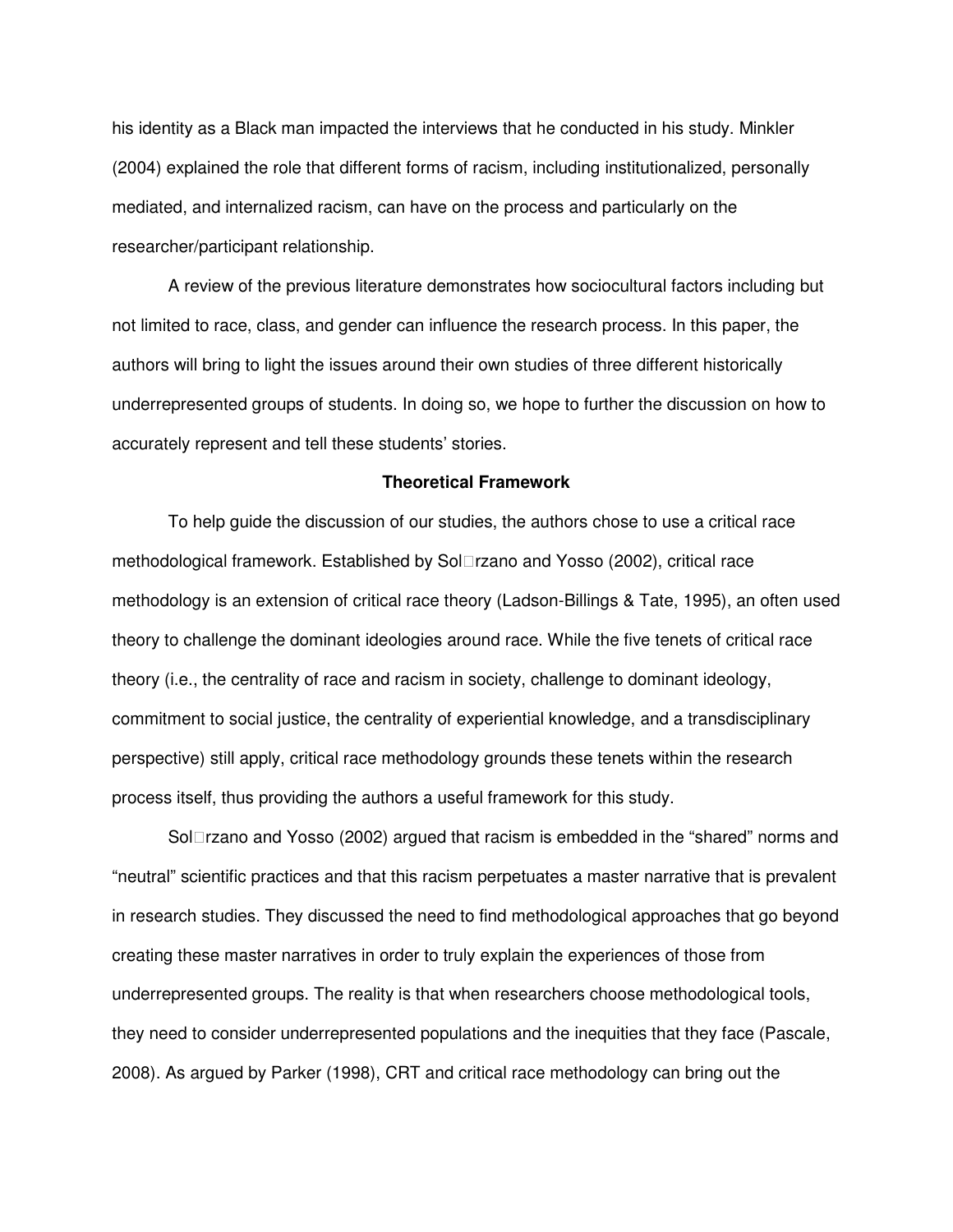his identity as a Black man impacted the interviews that he conducted in his study. Minkler (2004) explained the role that different forms of racism, including institutionalized, personally mediated, and internalized racism, can have on the process and particularly on the researcher/participant relationship.

A review of the previous literature demonstrates how sociocultural factors including but not limited to race, class, and gender can influence the research process. In this paper, the authors will bring to light the issues around their own studies of three different historically underrepresented groups of students. In doing so, we hope to further the discussion on how to accurately represent and tell these students' stories.

## Theoretical Framework

To help guide the discussion of our studies, the authors chose to use a critical race methodological framework. Established by Sol□rzano and Yosso (2002), critical race methodology is an extension of critical race theory (Ladson-Billings & Tate, 1995), an often used theory to challenge the dominant ideologies around race. While the five tenets of critical race theory (i.e., the centrality of race and racism in society, challenge to dominant ideology, commitment to social justice, the centrality of experiential knowledge, and a transdisciplinary perspective) still apply, critical race methodology grounds these tenets within the research process itself, thus providing the authors a useful framework for this study.

Sol□rzano and Yosso (2002) argued that racism is embedded in the "shared" norms and "neutral" scientific practices and that this racism perpetuates a master narrative that is prevalent in research studies. They discussed the need to find methodological approaches that go beyond creating these master narratives in order to truly explain the experiences of those from underrepresented groups. The reality is that when researchers choose methodological tools, they need to consider underrepresented populations and the inequities that they face (Pascale, 2008). As argued by Parker (1998), CRT and critical race methodology can bring out the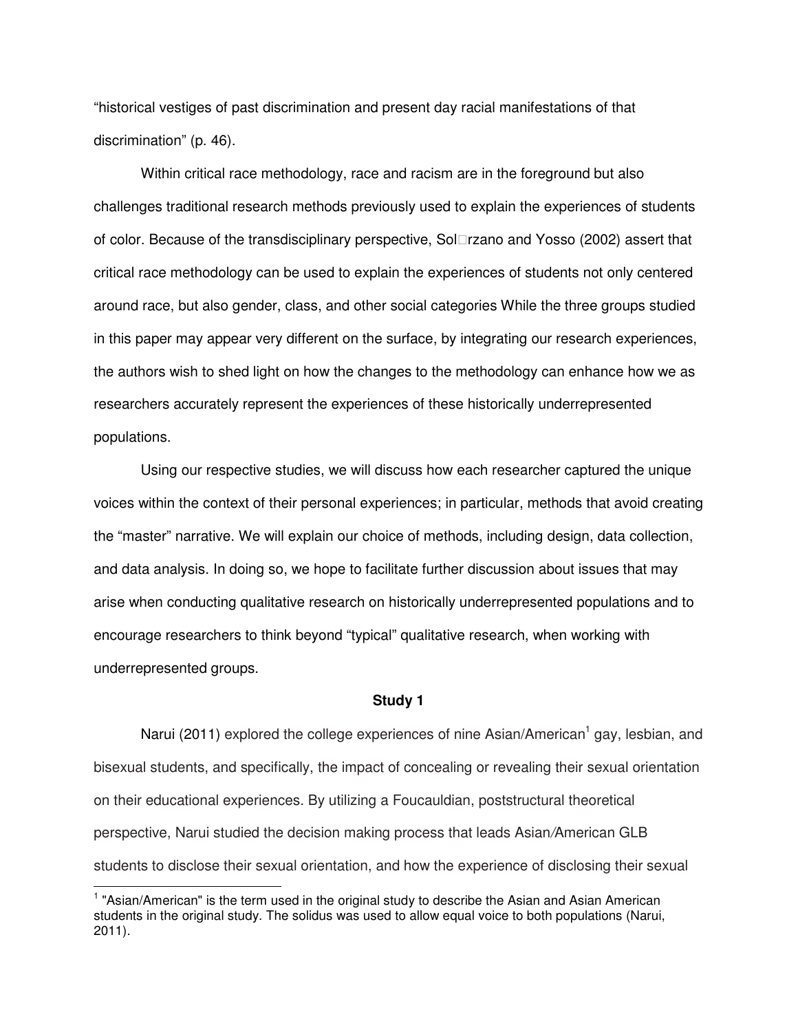"historical vestiges of past discrimination and present day racial manifestations of that discrimination" (p. 46).

Within critical race methodology, race and racism are in the foreground but also challenges traditional research methods previously used to explain the experiences of students of color. Because of the transdisciplinary perspective, Sol□rzano and Yosso (2002) assert that critical race methodology can be used to explain the experiences of students not only centered around race, but also gender, class, and other social categories While the three groups studied in this paper may appear very different on the surface, by integrating our research experiences, the authors wish to shed light on how the changes to the methodology can enhance how we as researchers accurately represent the experiences of these historically underrepresented populations.

Using our respective studies, we will discuss how each researcher captured the unique voices within the context of their personal experiences; in particular, methods that avoid creating the "master" narrative. We will explain our choice of methods, including design, data collection, and data analysis. In doing so, we hope to facilitate further discussion about issues that may arise when conducting qualitative research on historically underrepresented populations and to encourage researchers to think beyond "typical" qualitative research, when working with underrepresented groups.

## Study 1

Narui (2011) explored the college experiences of nine Asian/American[1] gay, lesbian, and bisexual students, and specifically, the impact of concealing or revealing their sexual orientation on their educational experiences. By utilizing a Foucauldian, poststructural theoretical perspective, Narui studied the decision making process that leads Asian/American GLB students to disclose their sexual orientation, and how the experience of disclosing their sexual

[1] "Asian/American" is the term used in the original study to describe the Asian and Asian American students in the original study. The solidus was used to allow equal voice to both populations (Narui, 2011).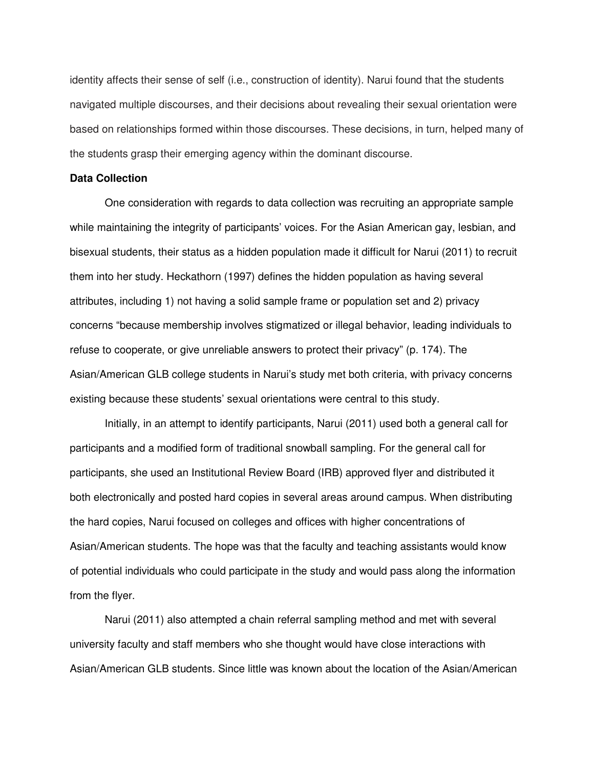identity affects their sense of self (i.e., construction of identity). Narui found that the students navigated multiple discourses, and their decisions about revealing their sexual orientation were based on relationships formed within those discourses. These decisions, in turn, helped many of the students grasp their emerging agency within the dominant discourse.

**Data Collection**

One consideration with regards to data collection was recruiting an appropriate sample while maintaining the integrity of participants' voices. For the Asian American gay, lesbian, and bisexual students, their status as a hidden population made it difficult for Narui (2011) to recruit them into her study. Heckathorn (1997) defines the hidden population as having several attributes, including 1) not having a solid sample frame or population set and 2) privacy concerns "because membership involves stigmatized or illegal behavior, leading individuals to refuse to cooperate, or give unreliable answers to protect their privacy" (p. 174). The Asian/American GLB college students in Narui's study met both criteria, with privacy concerns existing because these students' sexual orientations were central to this study.

Initially, in an attempt to identify participants, Narui (2011) used both a general call for participants and a modified form of traditional snowball sampling. For the general call for participants, she used an Institutional Review Board (IRB) approved flyer and distributed it both electronically and posted hard copies in several areas around campus. When distributing the hard copies, Narui focused on colleges and offices with higher concentrations of Asian/American students. The hope was that the faculty and teaching assistants would know of potential individuals who could participate in the study and would pass along the information from the flyer.

Narui (2011) also attempted a chain referral sampling method and met with several university faculty and staff members who she thought would have close interactions with Asian/American GLB students. Since little was known about the location of the Asian/American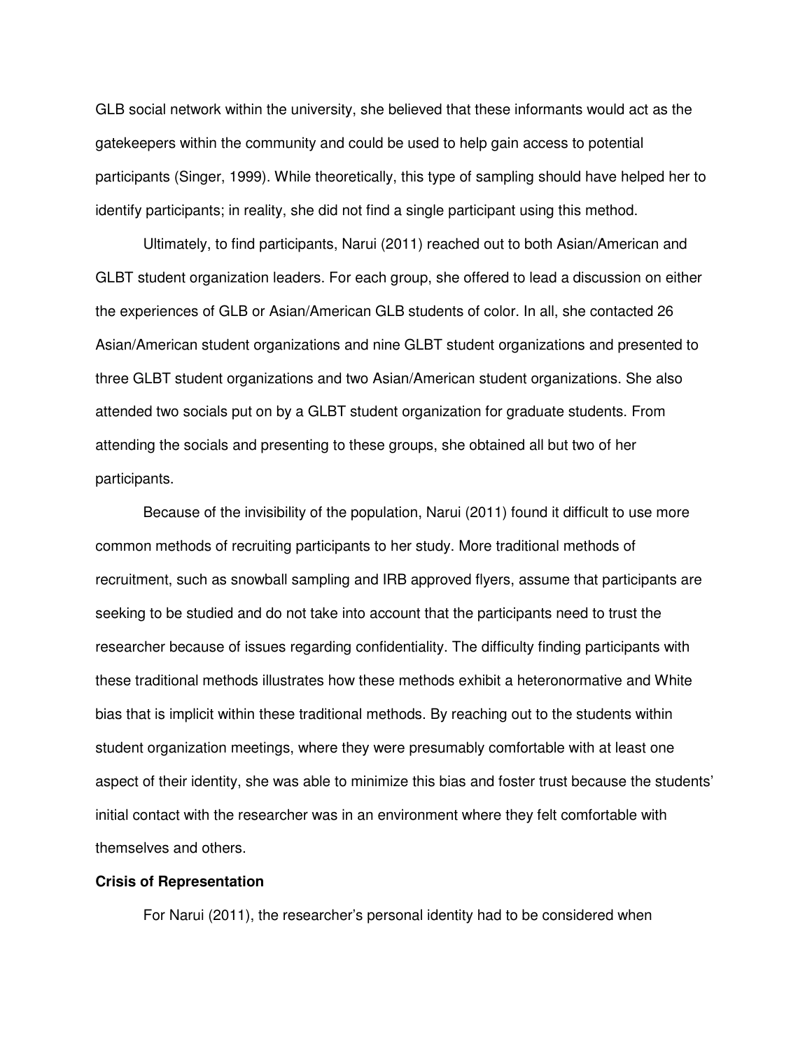GLB social network within the university, she believed that these informants would act as the gatekeepers within the community and could be used to help gain access to potential participants (Singer, 1999). While theoretically, this type of sampling should have helped her to identify participants; in reality, she did not find a single participant using this method.

Ultimately, to find participants, Narui (2011) reached out to both Asian/American and GLBT student organization leaders. For each group, she offered to lead a discussion on either the experiences of GLB or Asian/American GLB students of color. In all, she contacted 26 Asian/American student organizations and nine GLBT student organizations and presented to three GLBT student organizations and two Asian/American student organizations. She also attended two socials put on by a GLBT student organization for graduate students. From attending the socials and presenting to these groups, she obtained all but two of her participants.

Because of the invisibility of the population, Narui (2011) found it difficult to use more common methods of recruiting participants to her study. More traditional methods of recruitment, such as snowball sampling and IRB approved flyers, assume that participants are seeking to be studied and do not take into account that the participants need to trust the researcher because of issues regarding confidentiality. The difficulty finding participants with these traditional methods illustrates how these methods exhibit a heteronormative and White bias that is implicit within these traditional methods. By reaching out to the students within student organization meetings, where they were presumably comfortable with at least one aspect of their identity, she was able to minimize this bias and foster trust because the students' initial contact with the researcher was in an environment where they felt comfortable with themselves and others.

**Crisis of Representation**

For Narui (2011), the researcher's personal identity had to be considered when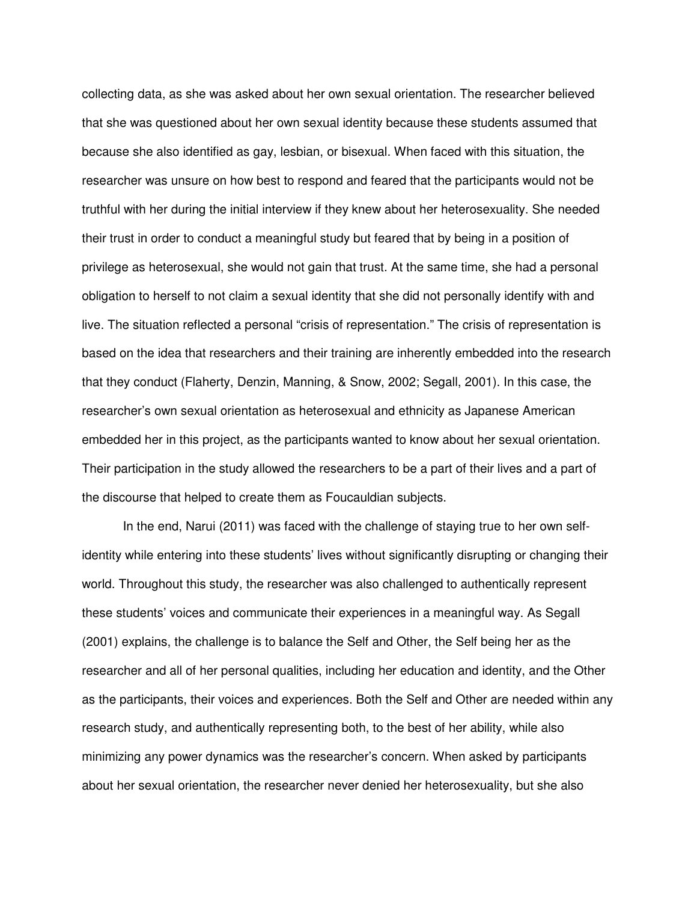collecting data, as she was asked about her own sexual orientation. The researcher believed that she was questioned about her own sexual identity because these students assumed that because she also identified as gay, lesbian, or bisexual. When faced with this situation, the researcher was unsure on how best to respond and feared that the participants would not be truthful with her during the initial interview if they knew about her heterosexuality. She needed their trust in order to conduct a meaningful study but feared that by being in a position of privilege as heterosexual, she would not gain that trust. At the same time, she had a personal obligation to herself to not claim a sexual identity that she did not personally identify with and live. The situation reflected a personal "crisis of representation." The crisis of representation is based on the idea that researchers and their training are inherently embedded into the research that they conduct (Flaherty, Denzin, Manning, & Snow, 2002; Segall, 2001). In this case, the researcher's own sexual orientation as heterosexual and ethnicity as Japanese American embedded her in this project, as the participants wanted to know about her sexual orientation. Their participation in the study allowed the researchers to be a part of their lives and a part of the discourse that helped to create them as Foucauldian subjects.

In the end, Narui (2011) was faced with the challenge of staying true to her own self-identity while entering into these students' lives without significantly disrupting or changing their world. Throughout this study, the researcher was also challenged to authentically represent these students' voices and communicate their experiences in a meaningful way. As Segall (2001) explains, the challenge is to balance the Self and Other, the Self being her as the researcher and all of her personal qualities, including her education and identity, and the Other as the participants, their voices and experiences. Both the Self and Other are needed within any research study, and authentically representing both, to the best of her ability, while also minimizing any power dynamics was the researcher's concern. When asked by participants about her sexual orientation, the researcher never denied her heterosexuality, but she also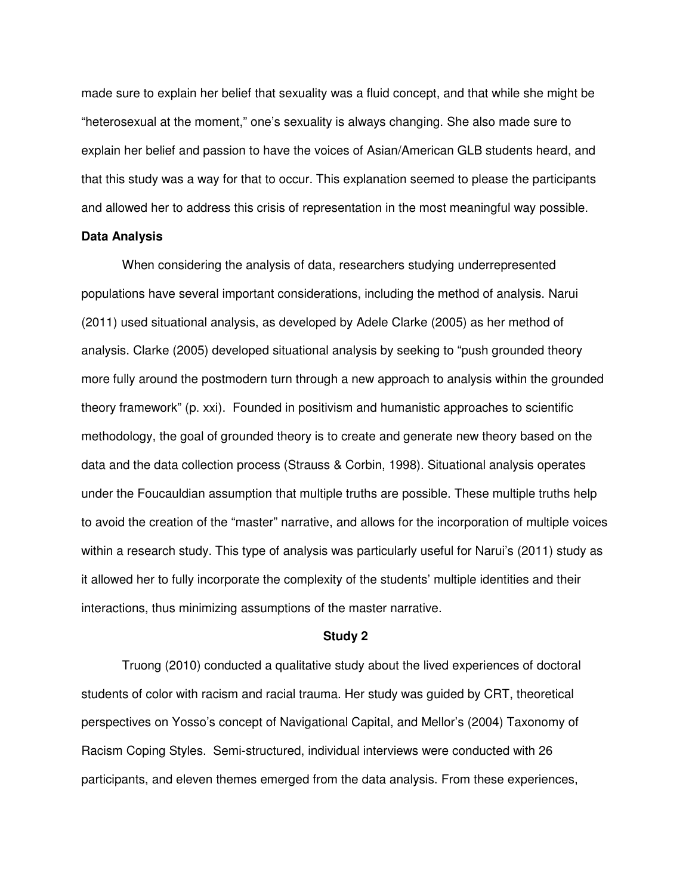made sure to explain her belief that sexuality was a fluid concept, and that while she might be "heterosexual at the moment," one's sexuality is always changing. She also made sure to explain her belief and passion to have the voices of Asian/American GLB students heard, and that this study was a way for that to occur. This explanation seemed to please the participants and allowed her to address this crisis of representation in the most meaningful way possible.

**Data Analysis**

When considering the analysis of data, researchers studying underrepresented populations have several important considerations, including the method of analysis. Narui (2011) used situational analysis, as developed by Adele Clarke (2005) as her method of analysis. Clarke (2005) developed situational analysis by seeking to "push grounded theory more fully around the postmodern turn through a new approach to analysis within the grounded theory framework" (p. xxi). Founded in positivism and humanistic approaches to scientific methodology, the goal of grounded theory is to create and generate new theory based on the data and the data collection process (Strauss & Corbin, 1998). Situational analysis operates under the Foucauldian assumption that multiple truths are possible. These multiple truths help to avoid the creation of the "master" narrative, and allows for the incorporation of multiple voices within a research study. This type of analysis was particularly useful for Narui's (2011) study as it allowed her to fully incorporate the complexity of the students' multiple identities and their interactions, thus minimizing assumptions of the master narrative.

**Study 2**

Truong (2010) conducted a qualitative study about the lived experiences of doctoral students of color with racism and racial trauma. Her study was guided by CRT, theoretical perspectives on Yosso's concept of Navigational Capital, and Mellor's (2004) Taxonomy of Racism Coping Styles. Semi-structured, individual interviews were conducted with 26 participants, and eleven themes emerged from the data analysis. From these experiences,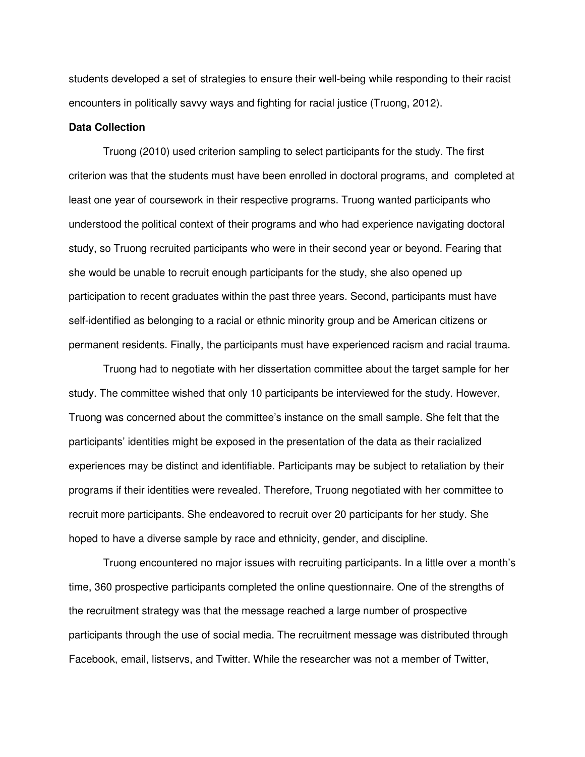students developed a set of strategies to ensure their well-being while responding to their racist encounters in politically savvy ways and fighting for racial justice (Truong, 2012).

**Data Collection**

Truong (2010) used criterion sampling to select participants for the study. The first criterion was that the students must have been enrolled in doctoral programs, and completed at least one year of coursework in their respective programs. Truong wanted participants who understood the political context of their programs and who had experience navigating doctoral study, so Truong recruited participants who were in their second year or beyond. Fearing that she would be unable to recruit enough participants for the study, she also opened up participation to recent graduates within the past three years. Second, participants must have self-identified as belonging to a racial or ethnic minority group and be American citizens or permanent residents. Finally, the participants must have experienced racism and racial trauma.

Truong had to negotiate with her dissertation committee about the target sample for her study. The committee wished that only 10 participants be interviewed for the study. However, Truong was concerned about the committee's instance on the small sample. She felt that the participants' identities might be exposed in the presentation of the data as their racialized experiences may be distinct and identifiable. Participants may be subject to retaliation by their programs if their identities were revealed. Therefore, Truong negotiated with her committee to recruit more participants. She endeavored to recruit over 20 participants for her study. She hoped to have a diverse sample by race and ethnicity, gender, and discipline.

Truong encountered no major issues with recruiting participants. In a little over a month's time, 360 prospective participants completed the online questionnaire. One of the strengths of the recruitment strategy was that the message reached a large number of prospective participants through the use of social media. The recruitment message was distributed through Facebook, email, listservs, and Twitter. While the researcher was not a member of Twitter,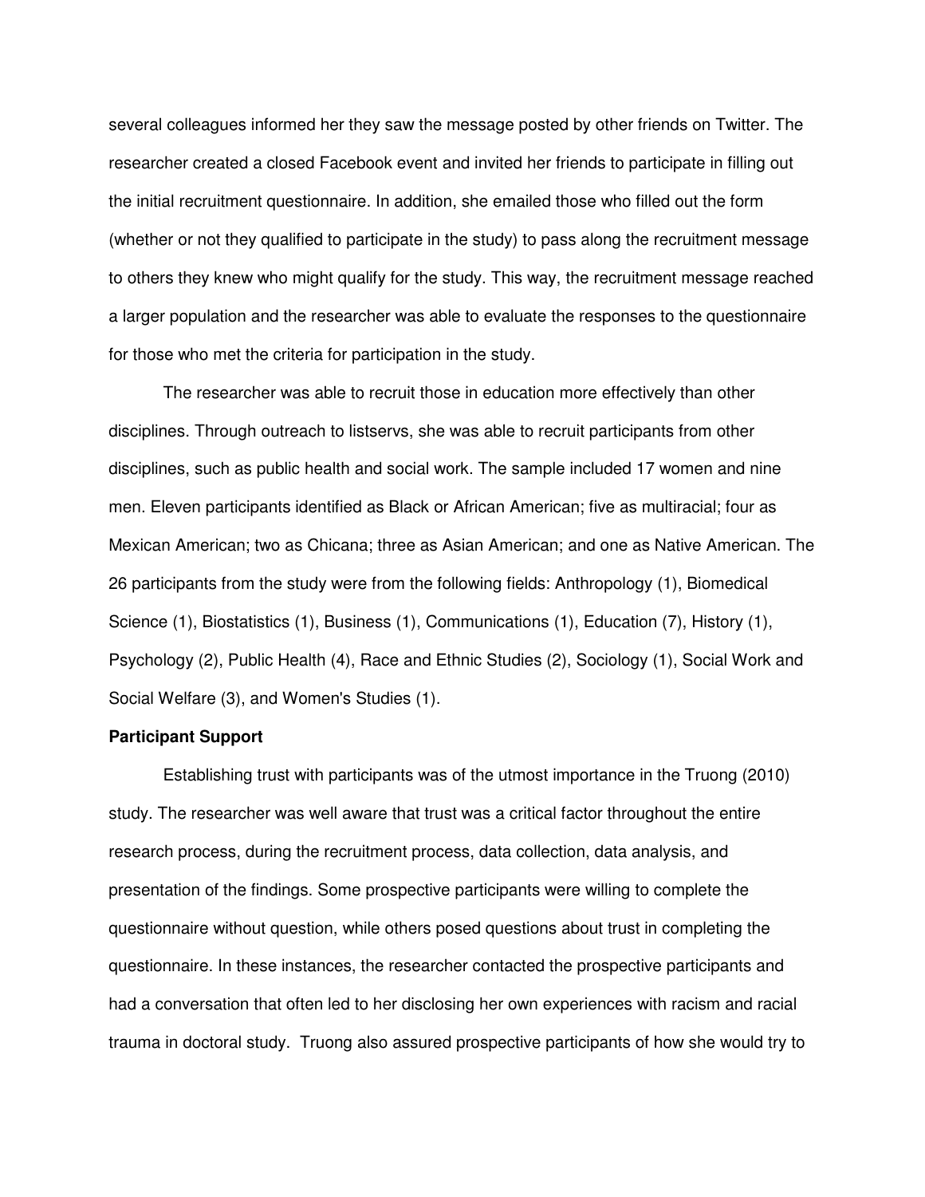several colleagues informed her they saw the message posted by other friends on Twitter. The researcher created a closed Facebook event and invited her friends to participate in filling out the initial recruitment questionnaire. In addition, she emailed those who filled out the form (whether or not they qualified to participate in the study) to pass along the recruitment message to others they knew who might qualify for the study. This way, the recruitment message reached a larger population and the researcher was able to evaluate the responses to the questionnaire for those who met the criteria for participation in the study.

The researcher was able to recruit those in education more effectively than other disciplines. Through outreach to listservs, she was able to recruit participants from other disciplines, such as public health and social work. The sample included 17 women and nine men. Eleven participants identified as Black or African American; five as multiracial; four as Mexican American; two as Chicana; three as Asian American; and one as Native American. The 26 participants from the study were from the following fields: Anthropology (1), Biomedical Science (1), Biostatistics (1), Business (1), Communications (1), Education (7), History (1), Psychology (2), Public Health (4), Race and Ethnic Studies (2), Sociology (1), Social Work and Social Welfare (3), and Women's Studies (1).

**Participant Support**

Establishing trust with participants was of the utmost importance in the Truong (2010) study. The researcher was well aware that trust was a critical factor throughout the entire research process, during the recruitment process, data collection, data analysis, and presentation of the findings. Some prospective participants were willing to complete the questionnaire without question, while others posed questions about trust in completing the questionnaire. In these instances, the researcher contacted the prospective participants and had a conversation that often led to her disclosing her own experiences with racism and racial trauma in doctoral study. Truong also assured prospective participants of how she would try to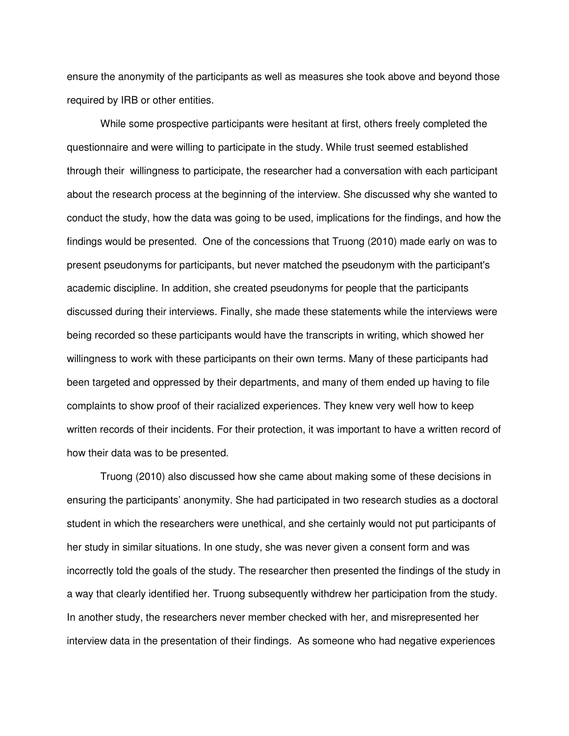ensure the anonymity of the participants as well as measures she took above and beyond those required by IRB or other entities.

While some prospective participants were hesitant at first, others freely completed the questionnaire and were willing to participate in the study. While trust seemed established through their willingness to participate, the researcher had a conversation with each participant about the research process at the beginning of the interview. She discussed why she wanted to conduct the study, how the data was going to be used, implications for the findings, and how the findings would be presented. One of the concessions that Truong (2010) made early on was to present pseudonyms for participants, but never matched the pseudonym with the participant's academic discipline. In addition, she created pseudonyms for people that the participants discussed during their interviews. Finally, she made these statements while the interviews were being recorded so these participants would have the transcripts in writing, which showed her willingness to work with these participants on their own terms. Many of these participants had been targeted and oppressed by their departments, and many of them ended up having to file complaints to show proof of their racialized experiences. They knew very well how to keep written records of their incidents. For their protection, it was important to have a written record of how their data was to be presented.

Truong (2010) also discussed how she came about making some of these decisions in ensuring the participants' anonymity. She had participated in two research studies as a doctoral student in which the researchers were unethical, and she certainly would not put participants of her study in similar situations. In one study, she was never given a consent form and was incorrectly told the goals of the study. The researcher then presented the findings of the study in a way that clearly identified her. Truong subsequently withdrew her participation from the study. In another study, the researchers never member checked with her, and misrepresented her interview data in the presentation of their findings. As someone who had negative experiences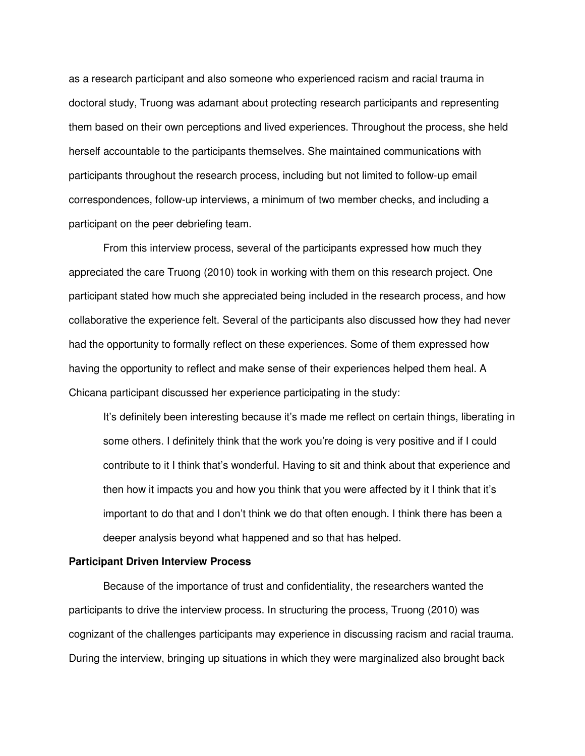as a research participant and also someone who experienced racism and racial trauma in doctoral study, Truong was adamant about protecting research participants and representing them based on their own perceptions and lived experiences. Throughout the process, she held herself accountable to the participants themselves. She maintained communications with participants throughout the research process, including but not limited to follow-up email correspondences, follow-up interviews, a minimum of two member checks, and including a participant on the peer debriefing team.

From this interview process, several of the participants expressed how much they appreciated the care Truong (2010) took in working with them on this research project. One participant stated how much she appreciated being included in the research process, and how collaborative the experience felt. Several of the participants also discussed how they had never had the opportunity to formally reflect on these experiences. Some of them expressed how having the opportunity to reflect and make sense of their experiences helped them heal. A Chicana participant discussed her experience participating in the study:

> It's definitely been interesting because it's made me reflect on certain things, liberating in some others. I definitely think that the work you're doing is very positive and if I could contribute to it I think that's wonderful. Having to sit and think about that experience and then how it impacts you and how you think that you were affected by it I think that it's important to do that and I don't think we do that often enough. I think there has been a deeper analysis beyond what happened and so that has helped.

**Participant Driven Interview Process**

Because of the importance of trust and confidentiality, the researchers wanted the participants to drive the interview process. In structuring the process, Truong (2010) was cognizant of the challenges participants may experience in discussing racism and racial trauma. During the interview, bringing up situations in which they were marginalized also brought back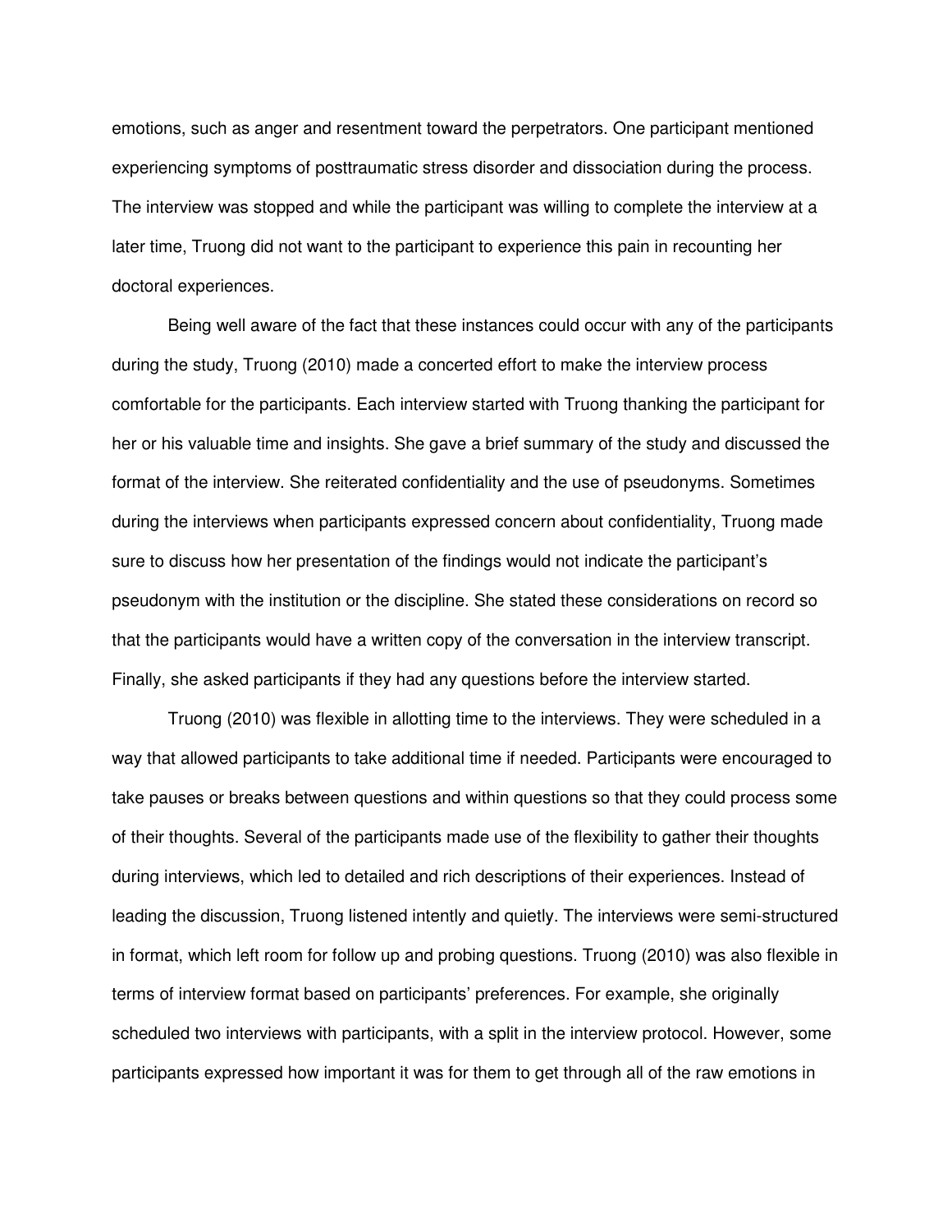emotions, such as anger and resentment toward the perpetrators. One participant mentioned experiencing symptoms of posttraumatic stress disorder and dissociation during the process. The interview was stopped and while the participant was willing to complete the interview at a later time, Truong did not want to the participant to experience this pain in recounting her doctoral experiences.

Being well aware of the fact that these instances could occur with any of the participants during the study, Truong (2010) made a concerted effort to make the interview process comfortable for the participants. Each interview started with Truong thanking the participant for her or his valuable time and insights. She gave a brief summary of the study and discussed the format of the interview. She reiterated confidentiality and the use of pseudonyms. Sometimes during the interviews when participants expressed concern about confidentiality, Truong made sure to discuss how her presentation of the findings would not indicate the participant's pseudonym with the institution or the discipline. She stated these considerations on record so that the participants would have a written copy of the conversation in the interview transcript. Finally, she asked participants if they had any questions before the interview started.

Truong (2010) was flexible in allotting time to the interviews. They were scheduled in a way that allowed participants to take additional time if needed. Participants were encouraged to take pauses or breaks between questions and within questions so that they could process some of their thoughts. Several of the participants made use of the flexibility to gather their thoughts during interviews, which led to detailed and rich descriptions of their experiences. Instead of leading the discussion, Truong listened intently and quietly. The interviews were semi-structured in format, which left room for follow up and probing questions. Truong (2010) was also flexible in terms of interview format based on participants' preferences. For example, she originally scheduled two interviews with participants, with a split in the interview protocol. However, some participants expressed how important it was for them to get through all of the raw emotions in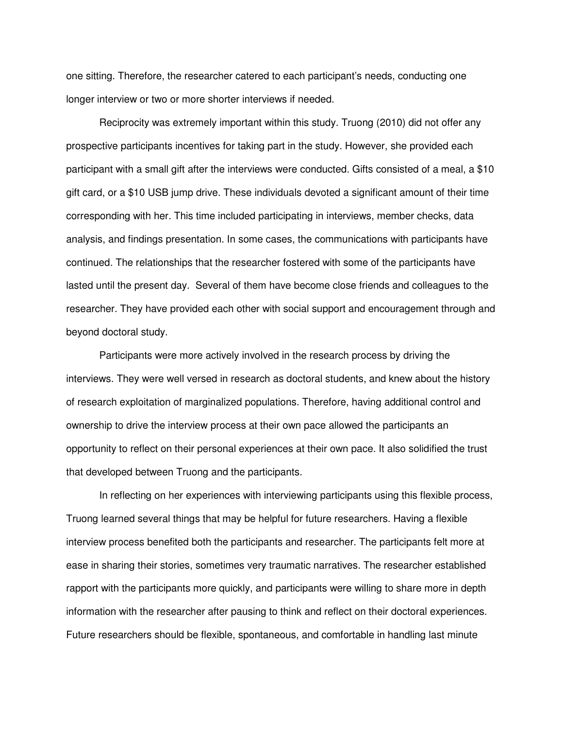one sitting. Therefore, the researcher catered to each participant's needs, conducting one longer interview or two or more shorter interviews if needed.

Reciprocity was extremely important within this study. Truong (2010) did not offer any prospective participants incentives for taking part in the study. However, she provided each participant with a small gift after the interviews were conducted. Gifts consisted of a meal, a $10 gift card, or a $10 USB jump drive. These individuals devoted a significant amount of their time corresponding with her. This time included participating in interviews, member checks, data analysis, and findings presentation. In some cases, the communications with participants have continued. The relationships that the researcher fostered with some of the participants have lasted until the present day. Several of them have become close friends and colleagues to the researcher. They have provided each other with social support and encouragement through and beyond doctoral study.

Participants were more actively involved in the research process by driving the interviews. They were well versed in research as doctoral students, and knew about the history of research exploitation of marginalized populations. Therefore, having additional control and ownership to drive the interview process at their own pace allowed the participants an opportunity to reflect on their personal experiences at their own pace. It also solidified the trust that developed between Truong and the participants.

In reflecting on her experiences with interviewing participants using this flexible process, Truong learned several things that may be helpful for future researchers. Having a flexible interview process benefited both the participants and researcher. The participants felt more at ease in sharing their stories, sometimes very traumatic narratives. The researcher established rapport with the participants more quickly, and participants were willing to share more in depth information with the researcher after pausing to think and reflect on their doctoral experiences. Future researchers should be flexible, spontaneous, and comfortable in handling last minute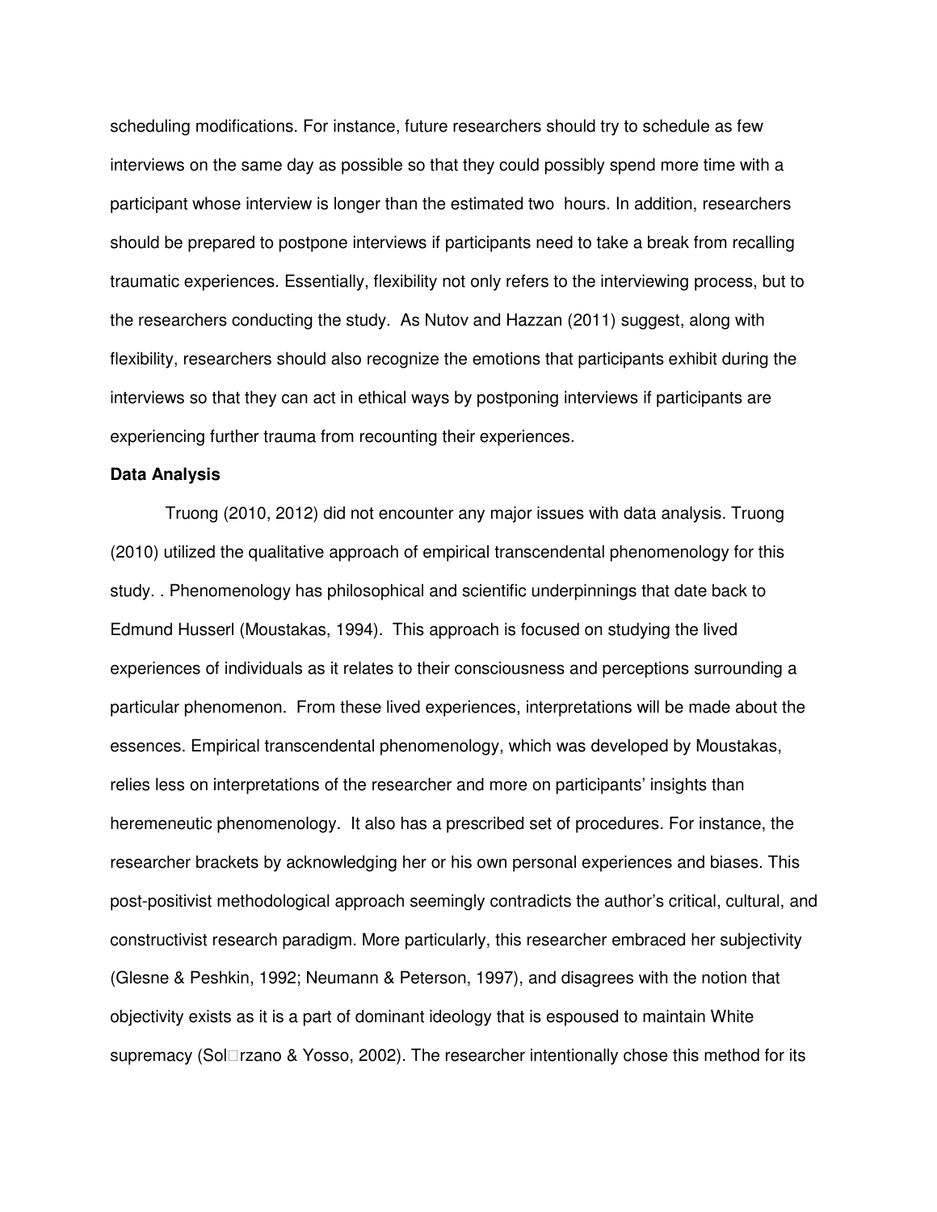scheduling modifications. For instance, future researchers should try to schedule as few interviews on the same day as possible so that they could possibly spend more time with a participant whose interview is longer than the estimated two hours. In addition, researchers should be prepared to postpone interviews if participants need to take a break from recalling traumatic experiences. Essentially, flexibility not only refers to the interviewing process, but to the researchers conducting the study. As Nutov and Hazzan (2011) suggest, along with flexibility, researchers should also recognize the emotions that participants exhibit during the interviews so that they can act in ethical ways by postponing interviews if participants are experiencing further trauma from recounting their experiences.

**Data Analysis**

Truong (2010, 2012) did not encounter any major issues with data analysis. Truong (2010) utilized the qualitative approach of empirical transcendental phenomenology for this study. . Phenomenology has philosophical and scientific underpinnings that date back to Edmund Husserl (Moustakas, 1994). This approach is focused on studying the lived experiences of individuals as it relates to their consciousness and perceptions surrounding a particular phenomenon. From these lived experiences, interpretations will be made about the essences. Empirical transcendental phenomenology, which was developed by Moustakas, relies less on interpretations of the researcher and more on participants' insights than heremeneutic phenomenology. It also has a prescribed set of procedures. For instance, the researcher brackets by acknowledging her or his own personal experiences and biases. This post-positivist methodological approach seemingly contradicts the author's critical, cultural, and constructivist research paradigm. More particularly, this researcher embraced her subjectivity (Glesne & Peshkin, 1992; Neumann & Peterson, 1997), and disagrees with the notion that objectivity exists as it is a part of dominant ideology that is espoused to maintain White supremacy (Sol□rzano & Yosso, 2002). The researcher intentionally chose this method for its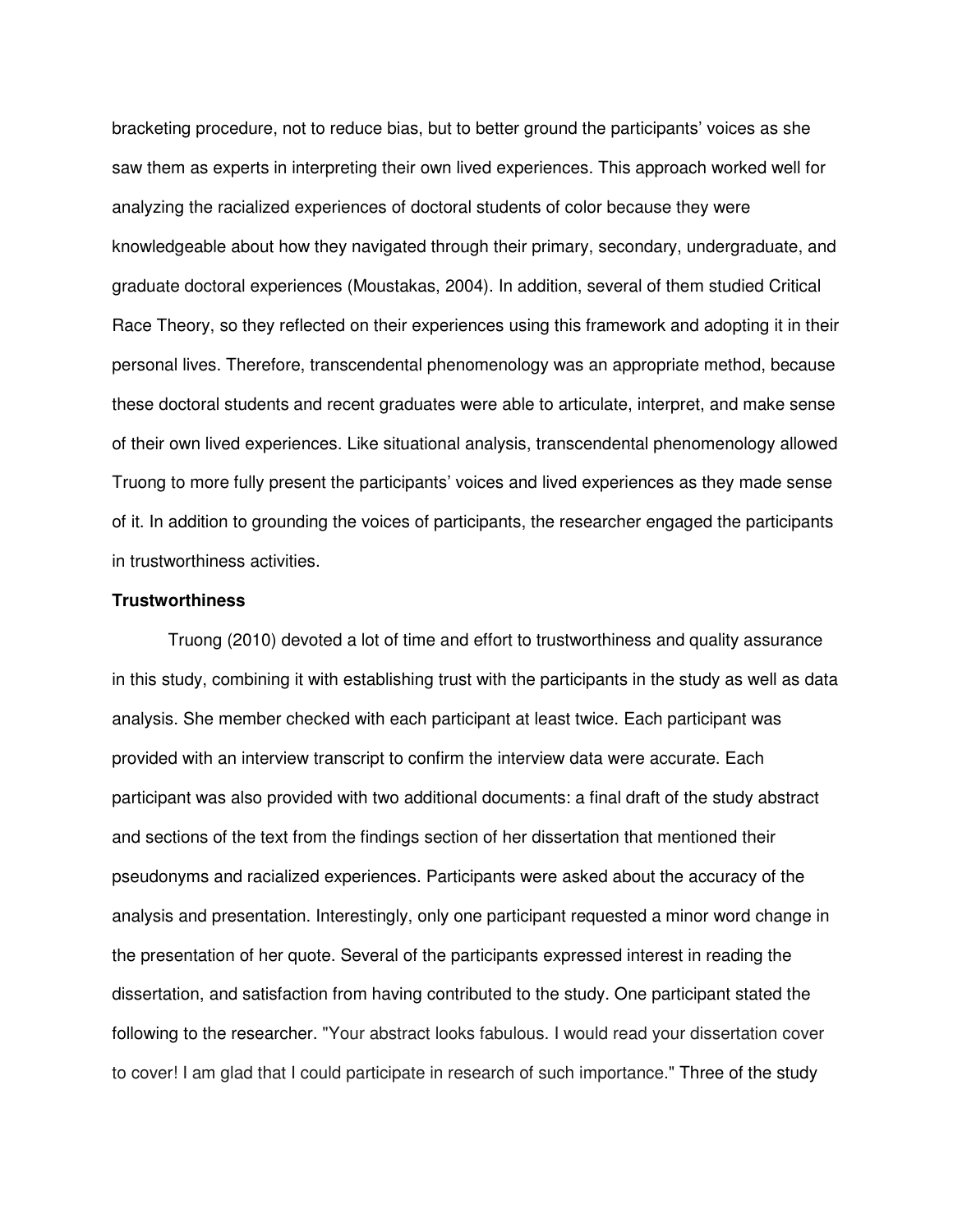bracketing procedure, not to reduce bias, but to better ground the participants' voices as she saw them as experts in interpreting their own lived experiences. This approach worked well for analyzing the racialized experiences of doctoral students of color because they were knowledgeable about how they navigated through their primary, secondary, undergraduate, and graduate doctoral experiences (Moustakas, 2004). In addition, several of them studied Critical Race Theory, so they reflected on their experiences using this framework and adopting it in their personal lives. Therefore, transcendental phenomenology was an appropriate method, because these doctoral students and recent graduates were able to articulate, interpret, and make sense of their own lived experiences. Like situational analysis, transcendental phenomenology allowed Truong to more fully present the participants' voices and lived experiences as they made sense of it. In addition to grounding the voices of participants, the researcher engaged the participants in trustworthiness activities.

**Trustworthiness**

Truong (2010) devoted a lot of time and effort to trustworthiness and quality assurance in this study, combining it with establishing trust with the participants in the study as well as data analysis. She member checked with each participant at least twice. Each participant was provided with an interview transcript to confirm the interview data were accurate. Each participant was also provided with two additional documents: a final draft of the study abstract and sections of the text from the findings section of her dissertation that mentioned their pseudonyms and racialized experiences. Participants were asked about the accuracy of the analysis and presentation. Interestingly, only one participant requested a minor word change in the presentation of her quote. Several of the participants expressed interest in reading the dissertation, and satisfaction from having contributed to the study. One participant stated the following to the researcher. "Your abstract looks fabulous. I would read your dissertation cover to cover! I am glad that I could participate in research of such importance." Three of the study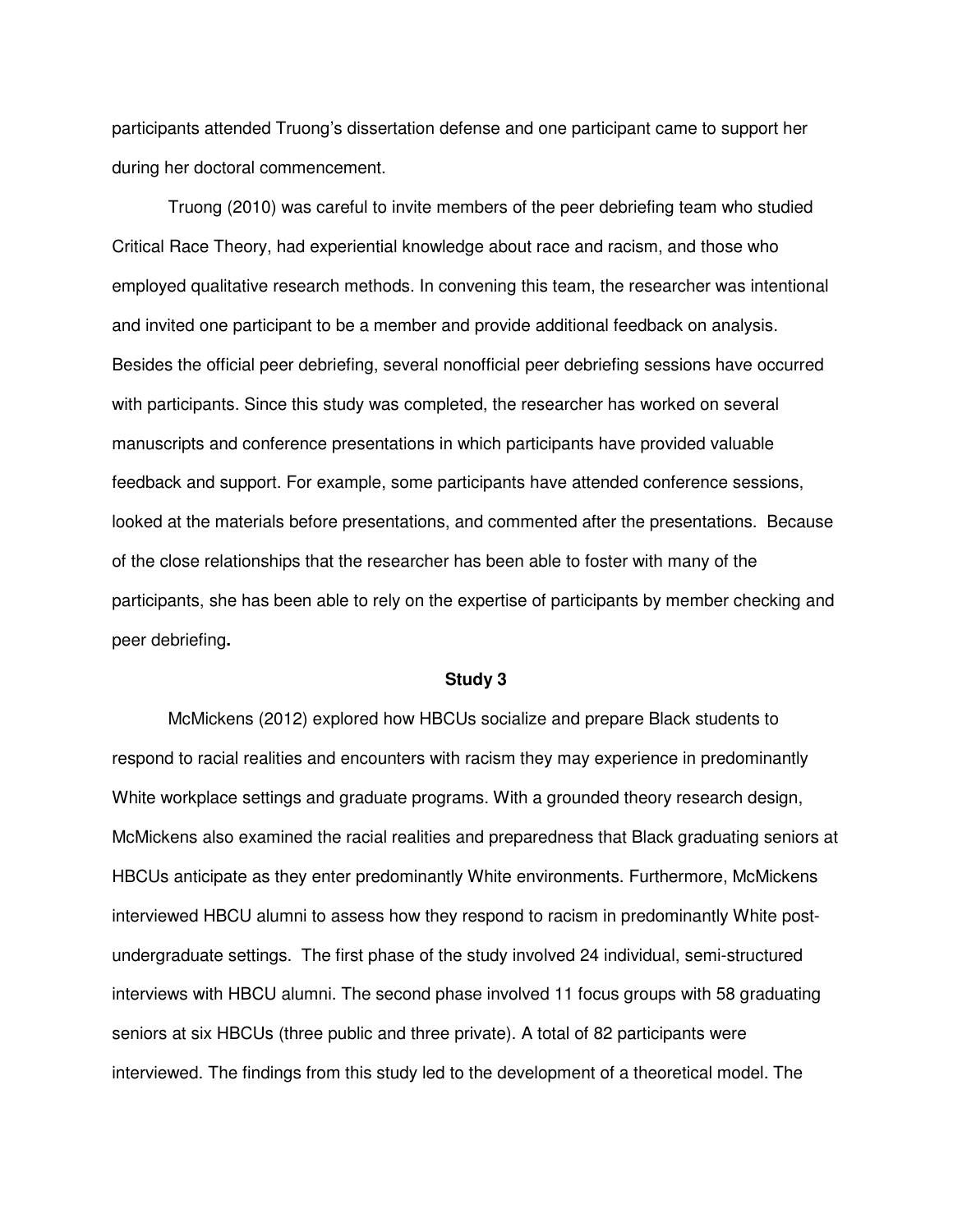participants attended Truong's dissertation defense and one participant came to support her during her doctoral commencement.

Truong (2010) was careful to invite members of the peer debriefing team who studied Critical Race Theory, had experiential knowledge about race and racism, and those who employed qualitative research methods. In convening this team, the researcher was intentional and invited one participant to be a member and provide additional feedback on analysis. Besides the official peer debriefing, several nonofficial peer debriefing sessions have occurred with participants. Since this study was completed, the researcher has worked on several manuscripts and conference presentations in which participants have provided valuable feedback and support. For example, some participants have attended conference sessions, looked at the materials before presentations, and commented after the presentations. Because of the close relationships that the researcher has been able to foster with many of the participants, she has been able to rely on the expertise of participants by member checking and peer debriefing**.**

## Study 3

McMickens (2012) explored how HBCUs socialize and prepare Black students to respond to racial realities and encounters with racism they may experience in predominantly White workplace settings and graduate programs. With a grounded theory research design, McMickens also examined the racial realities and preparedness that Black graduating seniors at HBCUs anticipate as they enter predominantly White environments. Furthermore, McMickens interviewed HBCU alumni to assess how they respond to racism in predominantly White post-undergraduate settings. The first phase of the study involved 24 individual, semi-structured interviews with HBCU alumni. The second phase involved 11 focus groups with 58 graduating seniors at six HBCUs (three public and three private). A total of 82 participants were interviewed. The findings from this study led to the development of a theoretical model. The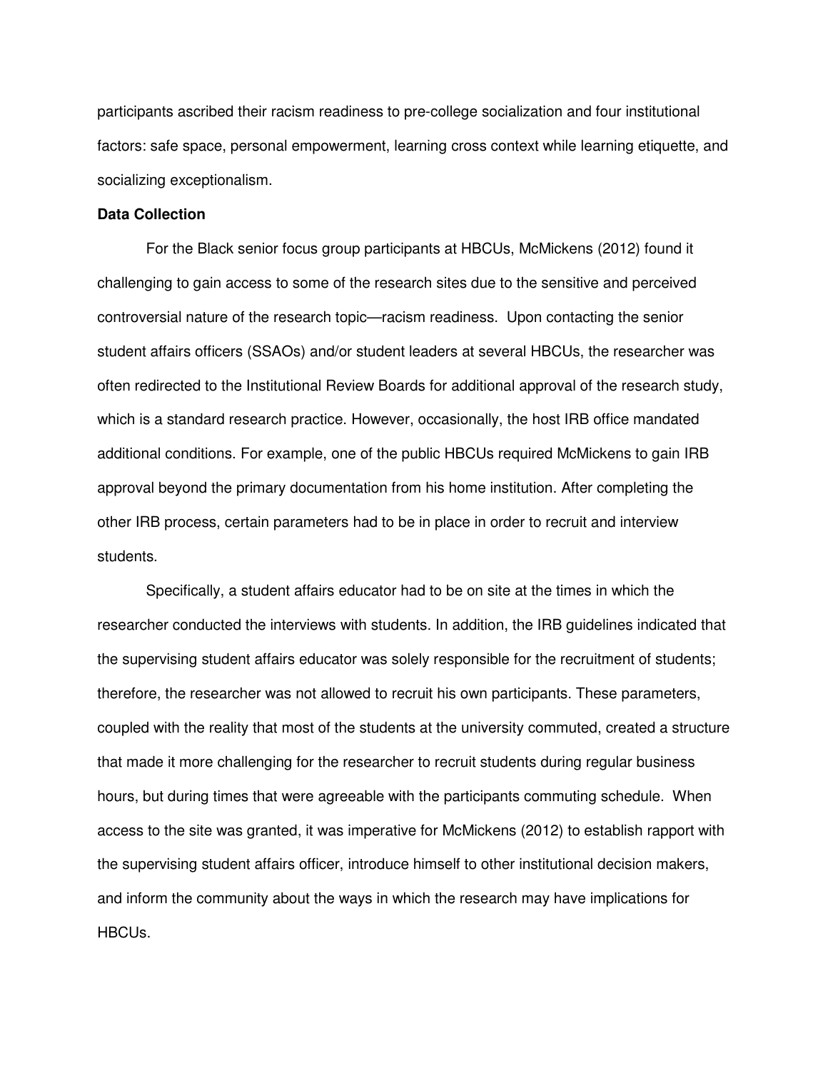participants ascribed their racism readiness to pre-college socialization and four institutional factors: safe space, personal empowerment, learning cross context while learning etiquette, and socializing exceptionalism.

**Data Collection**

For the Black senior focus group participants at HBCUs, McMickens (2012) found it challenging to gain access to some of the research sites due to the sensitive and perceived controversial nature of the research topic—racism readiness. Upon contacting the senior student affairs officers (SSAOs) and/or student leaders at several HBCUs, the researcher was often redirected to the Institutional Review Boards for additional approval of the research study, which is a standard research practice. However, occasionally, the host IRB office mandated additional conditions. For example, one of the public HBCUs required McMickens to gain IRB approval beyond the primary documentation from his home institution. After completing the other IRB process, certain parameters had to be in place in order to recruit and interview students.

Specifically, a student affairs educator had to be on site at the times in which the researcher conducted the interviews with students. In addition, the IRB guidelines indicated that the supervising student affairs educator was solely responsible for the recruitment of students; therefore, the researcher was not allowed to recruit his own participants. These parameters, coupled with the reality that most of the students at the university commuted, created a structure that made it more challenging for the researcher to recruit students during regular business hours, but during times that were agreeable with the participants commuting schedule. When access to the site was granted, it was imperative for McMickens (2012) to establish rapport with the supervising student affairs officer, introduce himself to other institutional decision makers, and inform the community about the ways in which the research may have implications for HBCUs.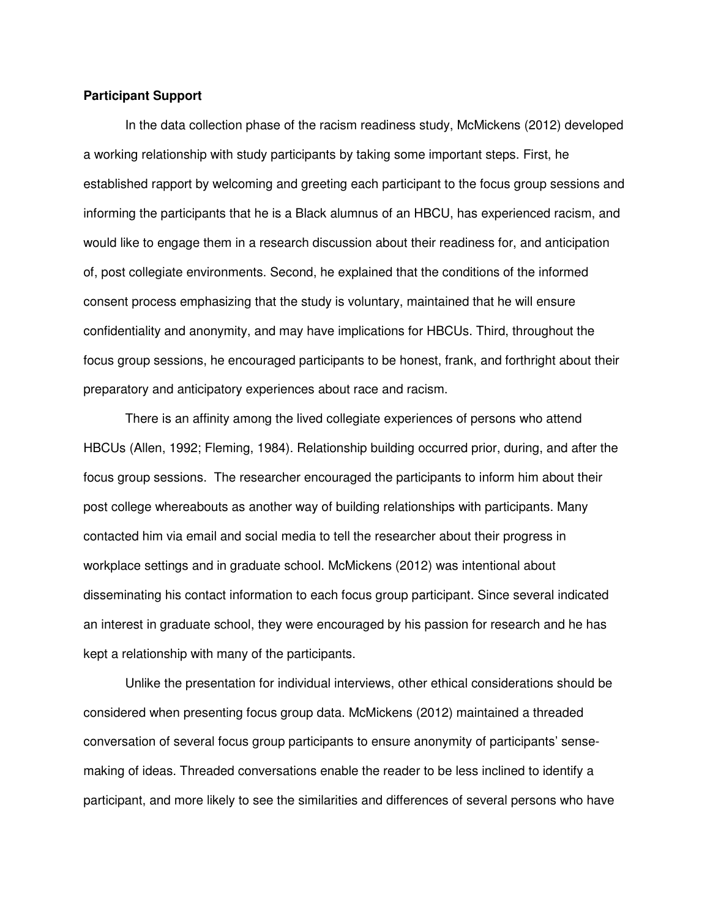**Participant Support**

In the data collection phase of the racism readiness study, McMickens (2012) developed a working relationship with study participants by taking some important steps. First, he established rapport by welcoming and greeting each participant to the focus group sessions and informing the participants that he is a Black alumnus of an HBCU, has experienced racism, and would like to engage them in a research discussion about their readiness for, and anticipation of, post collegiate environments. Second, he explained that the conditions of the informed consent process emphasizing that the study is voluntary, maintained that he will ensure confidentiality and anonymity, and may have implications for HBCUs. Third, throughout the focus group sessions, he encouraged participants to be honest, frank, and forthright about their preparatory and anticipatory experiences about race and racism.

There is an affinity among the lived collegiate experiences of persons who attend HBCUs (Allen, 1992; Fleming, 1984). Relationship building occurred prior, during, and after the focus group sessions. The researcher encouraged the participants to inform him about their post college whereabouts as another way of building relationships with participants. Many contacted him via email and social media to tell the researcher about their progress in workplace settings and in graduate school. McMickens (2012) was intentional about disseminating his contact information to each focus group participant. Since several indicated an interest in graduate school, they were encouraged by his passion for research and he has kept a relationship with many of the participants.

Unlike the presentation for individual interviews, other ethical considerations should be considered when presenting focus group data. McMickens (2012) maintained a threaded conversation of several focus group participants to ensure anonymity of participants' sense-making of ideas. Threaded conversations enable the reader to be less inclined to identify a participant, and more likely to see the similarities and differences of several persons who have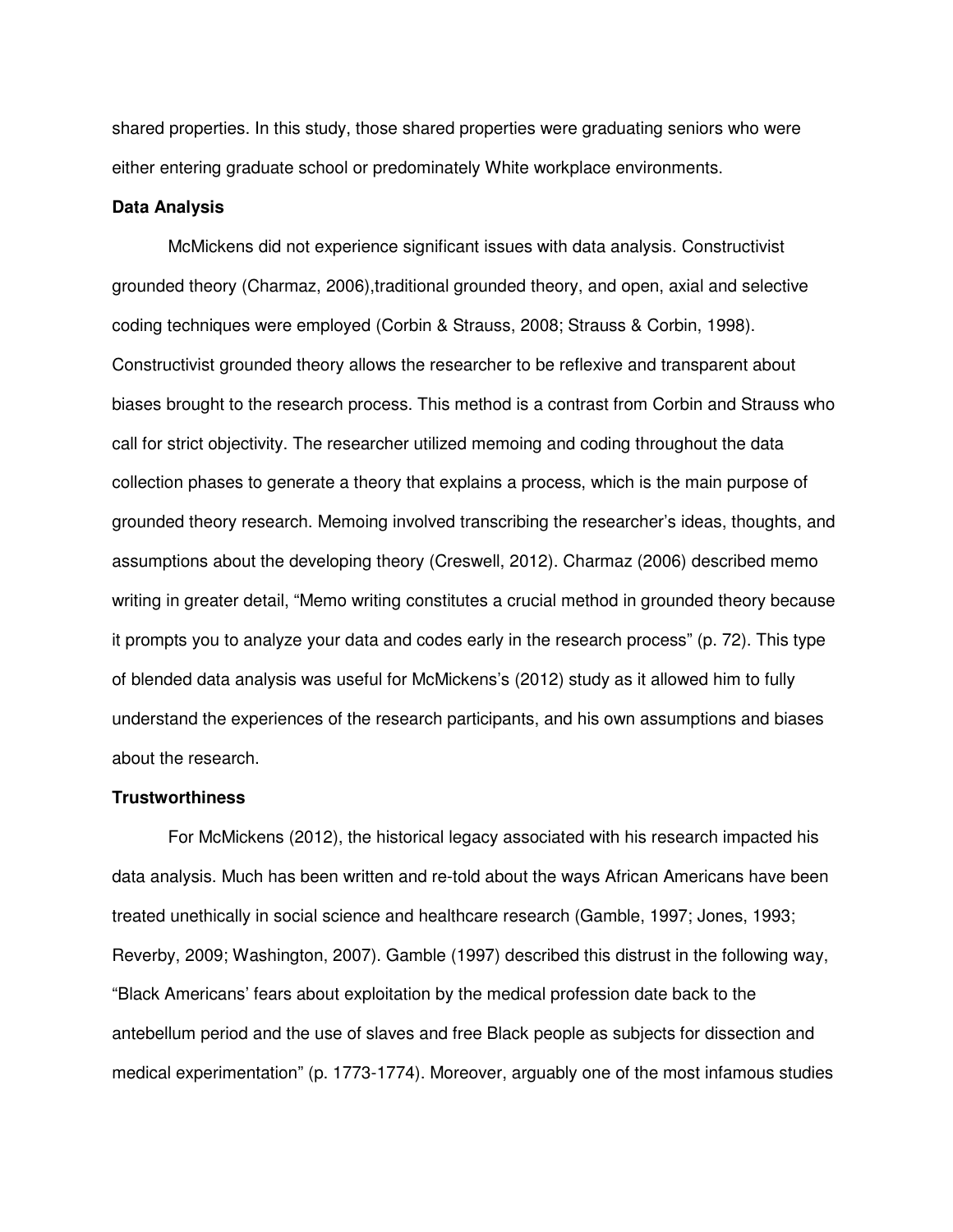shared properties. In this study, those shared properties were graduating seniors who were either entering graduate school or predominately White workplace environments.

**Data Analysis**

McMickens did not experience significant issues with data analysis. Constructivist grounded theory (Charmaz, 2006),traditional grounded theory, and open, axial and selective coding techniques were employed (Corbin & Strauss, 2008; Strauss & Corbin, 1998). Constructivist grounded theory allows the researcher to be reflexive and transparent about biases brought to the research process. This method is a contrast from Corbin and Strauss who call for strict objectivity. The researcher utilized memoing and coding throughout the data collection phases to generate a theory that explains a process, which is the main purpose of grounded theory research. Memoing involved transcribing the researcher's ideas, thoughts, and assumptions about the developing theory (Creswell, 2012). Charmaz (2006) described memo writing in greater detail, "Memo writing constitutes a crucial method in grounded theory because it prompts you to analyze your data and codes early in the research process" (p. 72). This type of blended data analysis was useful for McMickens's (2012) study as it allowed him to fully understand the experiences of the research participants, and his own assumptions and biases about the research.

**Trustworthiness**

For McMickens (2012), the historical legacy associated with his research impacted his data analysis. Much has been written and re-told about the ways African Americans have been treated unethically in social science and healthcare research (Gamble, 1997; Jones, 1993; Reverby, 2009; Washington, 2007). Gamble (1997) described this distrust in the following way, "Black Americans' fears about exploitation by the medical profession date back to the antebellum period and the use of slaves and free Black people as subjects for dissection and medical experimentation" (p. 1773-1774). Moreover, arguably one of the most infamous studies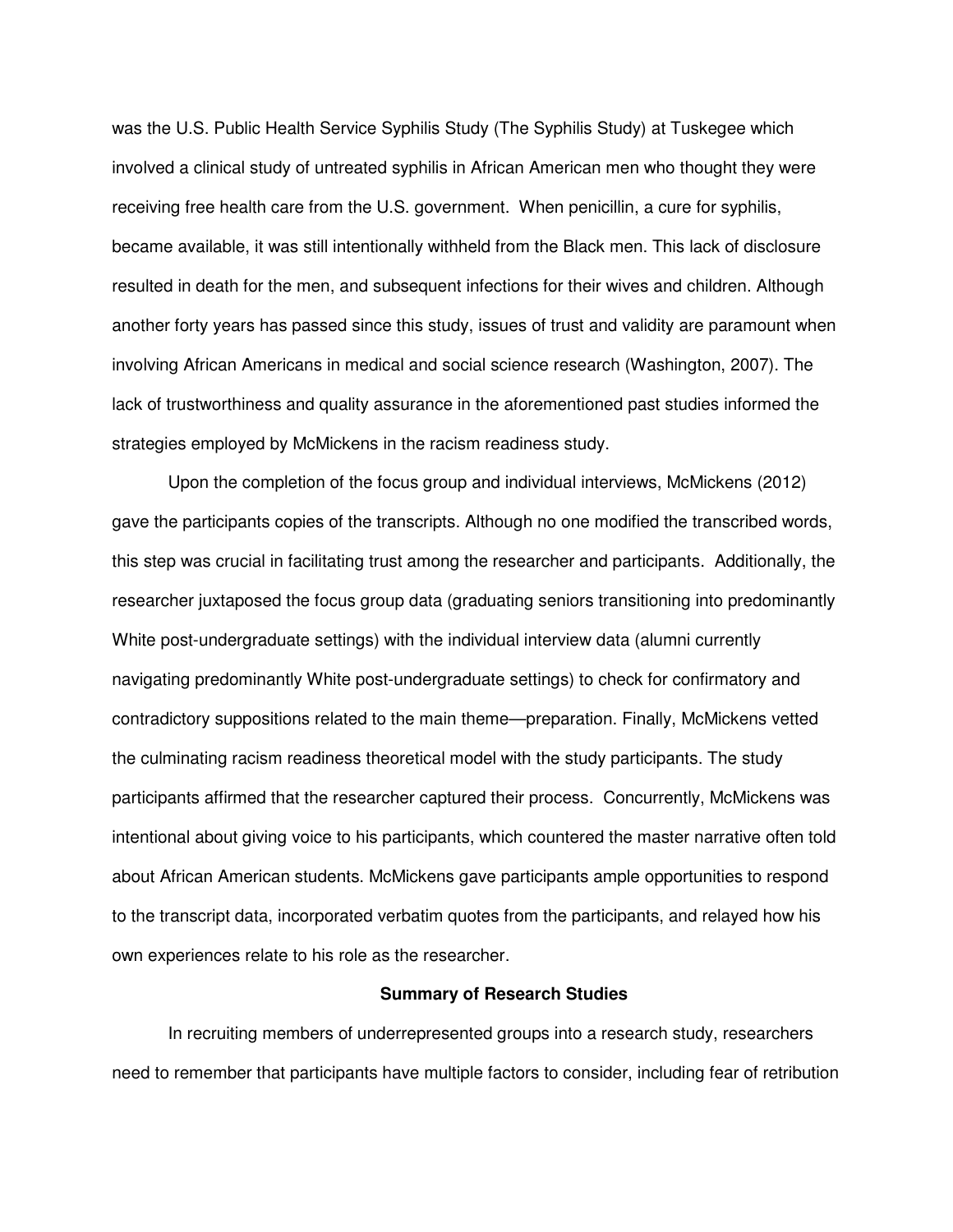was the U.S. Public Health Service Syphilis Study (The Syphilis Study) at Tuskegee which involved a clinical study of untreated syphilis in African American men who thought they were receiving free health care from the U.S. government. When penicillin, a cure for syphilis, became available, it was still intentionally withheld from the Black men. This lack of disclosure resulted in death for the men, and subsequent infections for their wives and children. Although another forty years has passed since this study, issues of trust and validity are paramount when involving African Americans in medical and social science research (Washington, 2007). The lack of trustworthiness and quality assurance in the aforementioned past studies informed the strategies employed by McMickens in the racism readiness study.

Upon the completion of the focus group and individual interviews, McMickens (2012) gave the participants copies of the transcripts. Although no one modified the transcribed words, this step was crucial in facilitating trust among the researcher and participants. Additionally, the researcher juxtaposed the focus group data (graduating seniors transitioning into predominantly White post-undergraduate settings) with the individual interview data (alumni currently navigating predominantly White post-undergraduate settings) to check for confirmatory and contradictory suppositions related to the main theme—preparation. Finally, McMickens vetted the culminating racism readiness theoretical model with the study participants. The study participants affirmed that the researcher captured their process. Concurrently, McMickens was intentional about giving voice to his participants, which countered the master narrative often told about African American students. McMickens gave participants ample opportunities to respond to the transcript data, incorporated verbatim quotes from the participants, and relayed how his own experiences relate to his role as the researcher.

## Summary of Research Studies

In recruiting members of underrepresented groups into a research study, researchers need to remember that participants have multiple factors to consider, including fear of retribution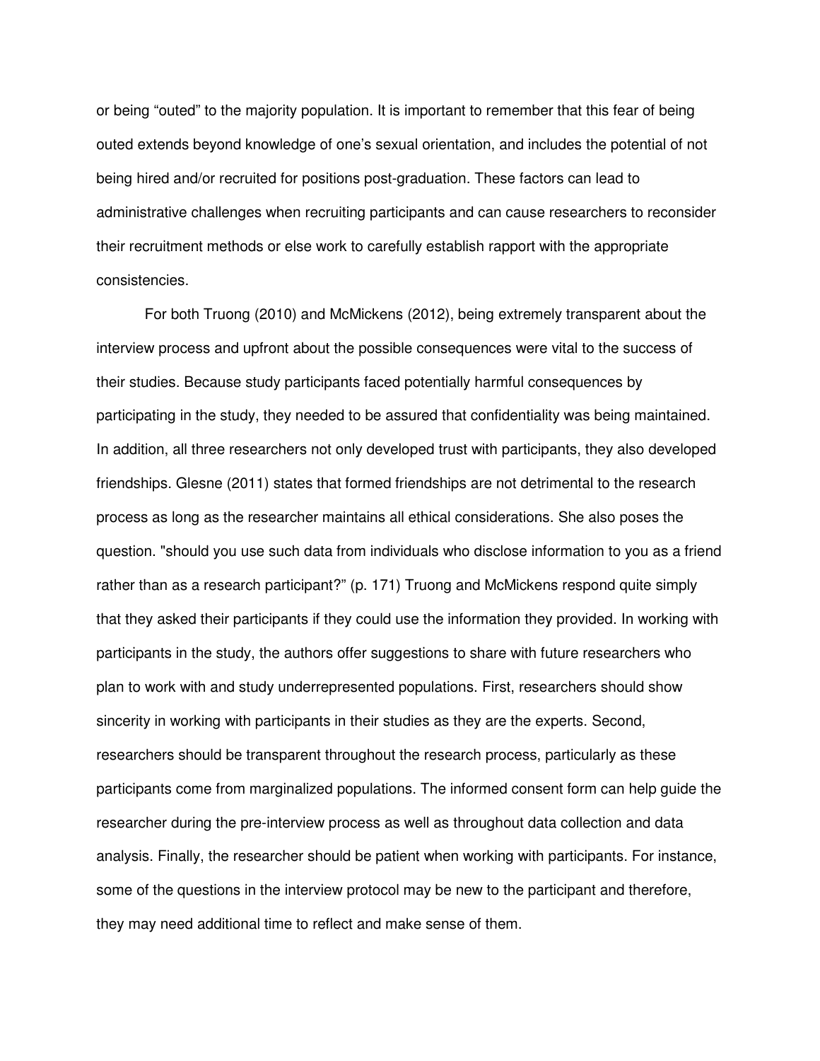or being "outed" to the majority population. It is important to remember that this fear of being outed extends beyond knowledge of one's sexual orientation, and includes the potential of not being hired and/or recruited for positions post-graduation. These factors can lead to administrative challenges when recruiting participants and can cause researchers to reconsider their recruitment methods or else work to carefully establish rapport with the appropriate consistencies.

For both Truong (2010) and McMickens (2012), being extremely transparent about the interview process and upfront about the possible consequences were vital to the success of their studies. Because study participants faced potentially harmful consequences by participating in the study, they needed to be assured that confidentiality was being maintained. In addition, all three researchers not only developed trust with participants, they also developed friendships. Glesne (2011) states that formed friendships are not detrimental to the research process as long as the researcher maintains all ethical considerations. She also poses the question. "should you use such data from individuals who disclose information to you as a friend rather than as a research participant?" (p. 171) Truong and McMickens respond quite simply that they asked their participants if they could use the information they provided. In working with participants in the study, the authors offer suggestions to share with future researchers who plan to work with and study underrepresented populations. First, researchers should show sincerity in working with participants in their studies as they are the experts. Second, researchers should be transparent throughout the research process, particularly as these participants come from marginalized populations. The informed consent form can help guide the researcher during the pre-interview process as well as throughout data collection and data analysis. Finally, the researcher should be patient when working with participants. For instance, some of the questions in the interview protocol may be new to the participant and therefore, they may need additional time to reflect and make sense of them.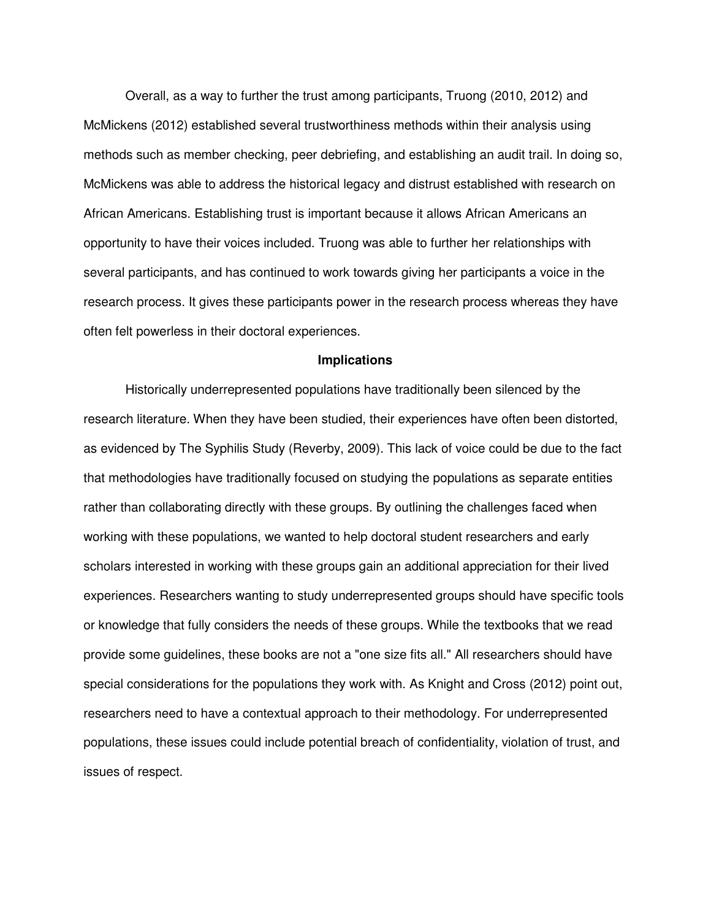Overall, as a way to further the trust among participants, Truong (2010, 2012) and McMickens (2012) established several trustworthiness methods within their analysis using methods such as member checking, peer debriefing, and establishing an audit trail. In doing so, McMickens was able to address the historical legacy and distrust established with research on African Americans. Establishing trust is important because it allows African Americans an opportunity to have their voices included. Truong was able to further her relationships with several participants, and has continued to work towards giving her participants a voice in the research process. It gives these participants power in the research process whereas they have often felt powerless in their doctoral experiences.

## Implications

Historically underrepresented populations have traditionally been silenced by the research literature. When they have been studied, their experiences have often been distorted, as evidenced by The Syphilis Study (Reverby, 2009). This lack of voice could be due to the fact that methodologies have traditionally focused on studying the populations as separate entities rather than collaborating directly with these groups. By outlining the challenges faced when working with these populations, we wanted to help doctoral student researchers and early scholars interested in working with these groups gain an additional appreciation for their lived experiences. Researchers wanting to study underrepresented groups should have specific tools or knowledge that fully considers the needs of these groups. While the textbooks that we read provide some guidelines, these books are not a "one size fits all." All researchers should have special considerations for the populations they work with. As Knight and Cross (2012) point out, researchers need to have a contextual approach to their methodology. For underrepresented populations, these issues could include potential breach of confidentiality, violation of trust, and issues of respect.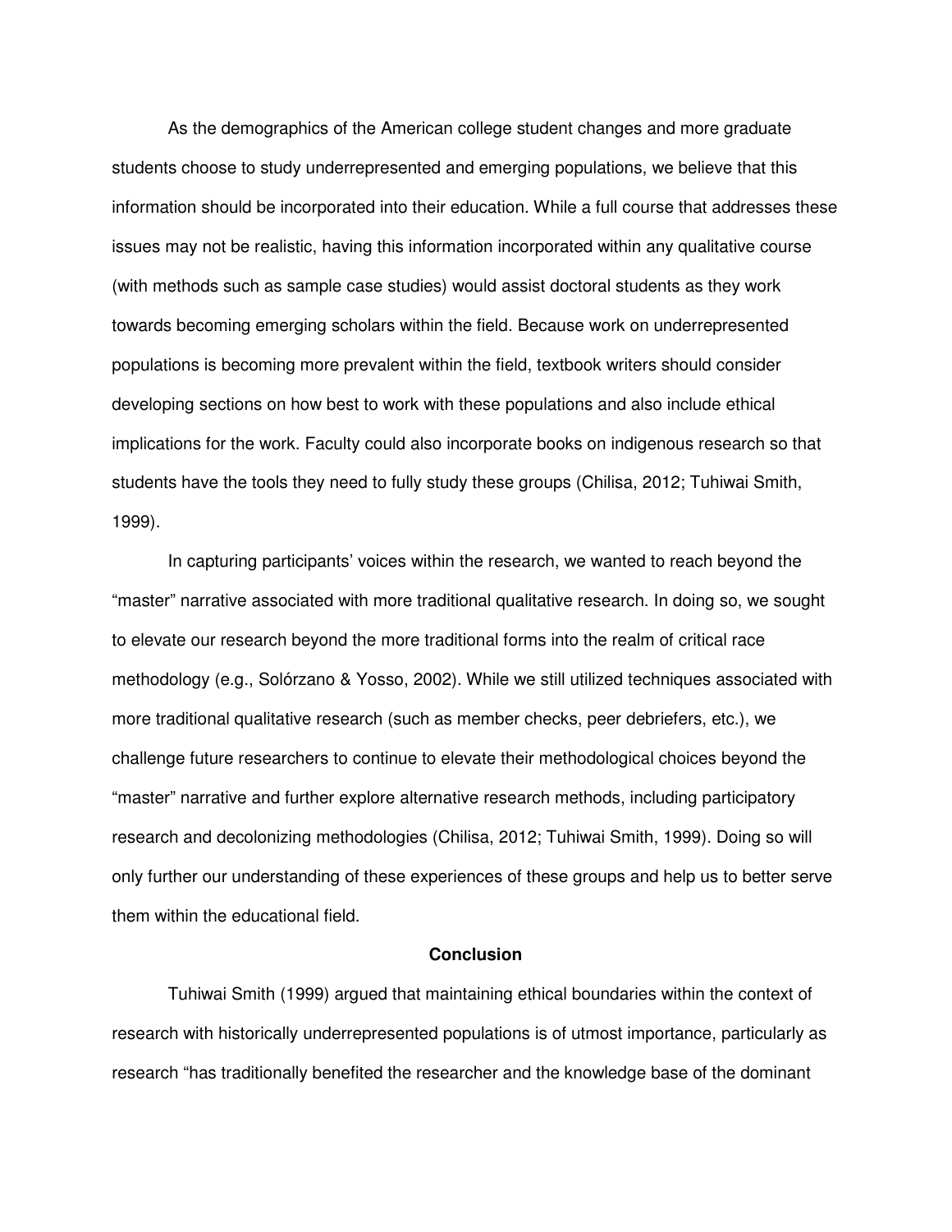As the demographics of the American college student changes and more graduate students choose to study underrepresented and emerging populations, we believe that this information should be incorporated into their education. While a full course that addresses these issues may not be realistic, having this information incorporated within any qualitative course (with methods such as sample case studies) would assist doctoral students as they work towards becoming emerging scholars within the field. Because work on underrepresented populations is becoming more prevalent within the field, textbook writers should consider developing sections on how best to work with these populations and also include ethical implications for the work. Faculty could also incorporate books on indigenous research so that students have the tools they need to fully study these groups (Chilisa, 2012; Tuhiwai Smith, 1999).

In capturing participants' voices within the research, we wanted to reach beyond the "master" narrative associated with more traditional qualitative research. In doing so, we sought to elevate our research beyond the more traditional forms into the realm of critical race methodology (e.g., Solórzano & Yosso, 2002). While we still utilized techniques associated with more traditional qualitative research (such as member checks, peer debriefers, etc.), we challenge future researchers to continue to elevate their methodological choices beyond the "master" narrative and further explore alternative research methods, including participatory research and decolonizing methodologies (Chilisa, 2012; Tuhiwai Smith, 1999). Doing so will only further our understanding of these experiences of these groups and help us to better serve them within the educational field.

## Conclusion

Tuhiwai Smith (1999) argued that maintaining ethical boundaries within the context of research with historically underrepresented populations is of utmost importance, particularly as research "has traditionally benefited the researcher and the knowledge base of the dominant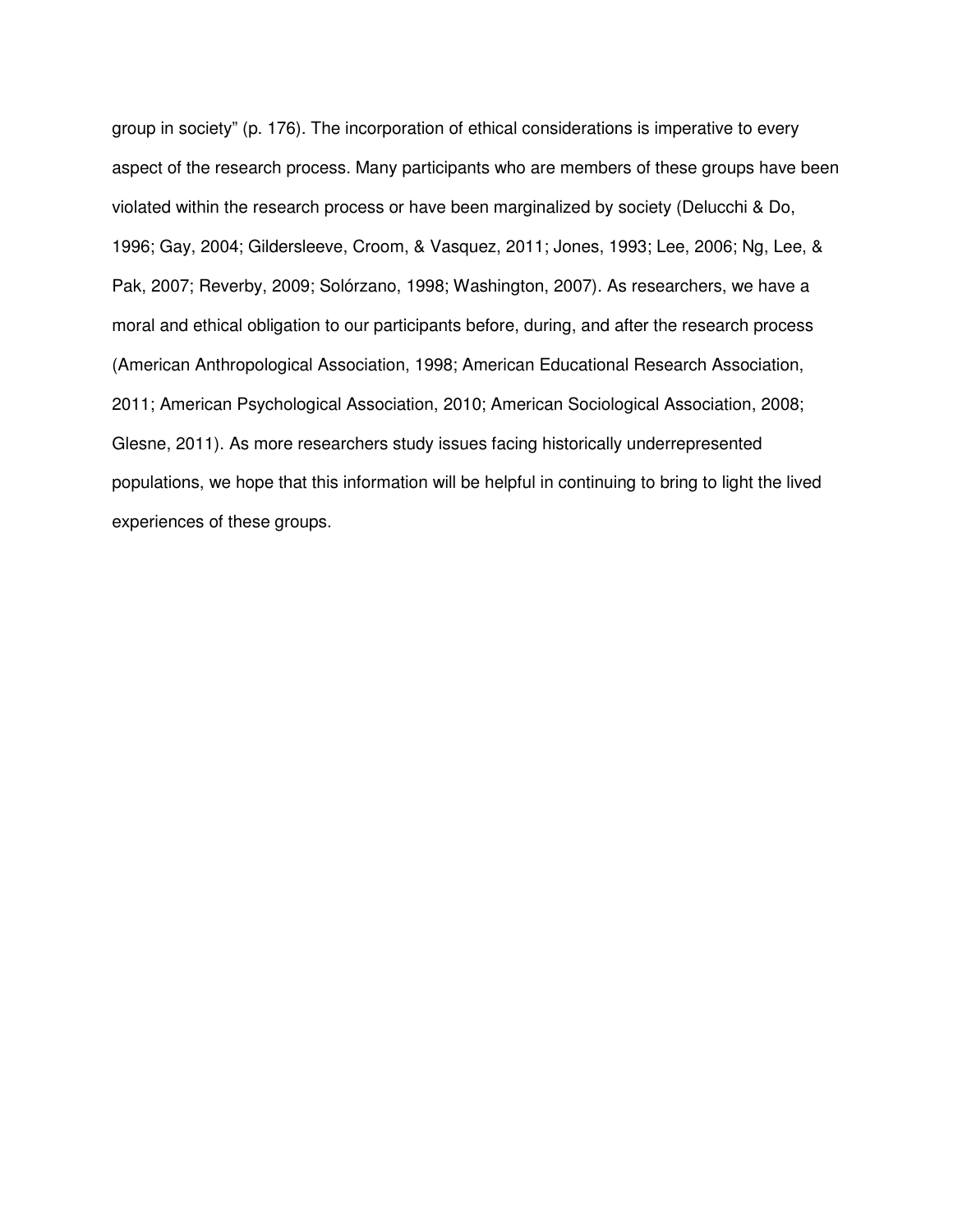group in society" (p. 176). The incorporation of ethical considerations is imperative to every aspect of the research process. Many participants who are members of these groups have been violated within the research process or have been marginalized by society (Delucchi & Do, 1996; Gay, 2004; Gildersleeve, Croom, & Vasquez, 2011; Jones, 1993; Lee, 2006; Ng, Lee, & Pak, 2007; Reverby, 2009; Solórzano, 1998; Washington, 2007). As researchers, we have a moral and ethical obligation to our participants before, during, and after the research process (American Anthropological Association, 1998; American Educational Research Association, 2011; American Psychological Association, 2010; American Sociological Association, 2008; Glesne, 2011). As more researchers study issues facing historically underrepresented populations, we hope that this information will be helpful in continuing to bring to light the lived experiences of these groups.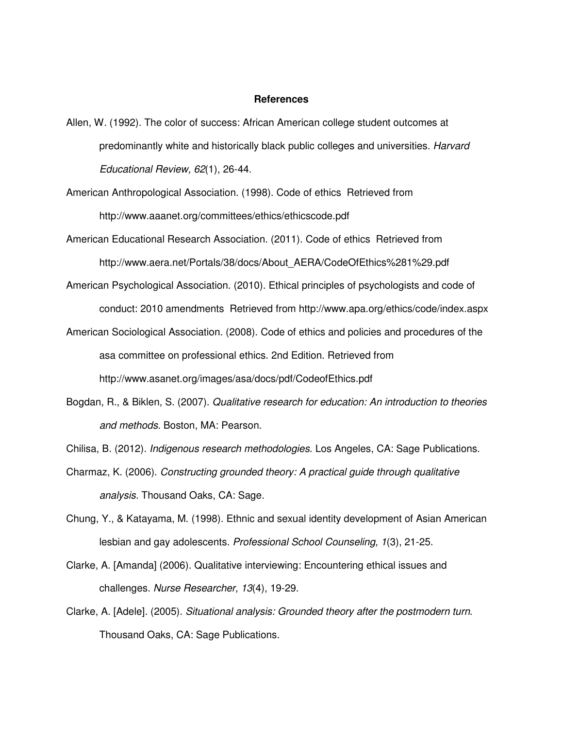# References

Allen, W. (1992). The color of success: African American college student outcomes at predominantly white and historically black public colleges and universities. *Harvard Educational Review, 62*(1), 26-44.

American Anthropological Association. (1998). Code of ethics  Retrieved from http://www.aaanet.org/committees/ethics/ethicscode.pdf

American Educational Research Association. (2011). Code of ethics  Retrieved from http://www.aera.net/Portals/38/docs/About_AERA/CodeOfEthics%281%29.pdf

American Psychological Association. (2010). Ethical principles of psychologists and code of conduct: 2010 amendments  Retrieved from http://www.apa.org/ethics/code/index.aspx

American Sociological Association. (2008). Code of ethics and policies and procedures of the asa committee on professional ethics. 2nd Edition. Retrieved from http://www.asanet.org/images/asa/docs/pdf/CodeofEthics.pdf

Bogdan, R., & Biklen, S. (2007). *Qualitative research for education: An introduction to theories and methods*. Boston, MA: Pearson.

Chilisa, B. (2012). *Indigenous research methodologies*. Los Angeles, CA: Sage Publications.

Charmaz, K. (2006). *Constructing grounded theory: A practical guide through qualitative analysis*. Thousand Oaks, CA: Sage.

Chung, Y., & Katayama, M. (1998). Ethnic and sexual identity development of Asian American lesbian and gay adolescents. *Professional School Counseling, 1*(3), 21-25.

Clarke, A. [Amanda] (2006). Qualitative interviewing: Encountering ethical issues and challenges. *Nurse Researcher, 13*(4), 19-29.

Clarke, A. [Adele]. (2005). *Situational analysis: Grounded theory after the postmodern turn*. Thousand Oaks, CA: Sage Publications.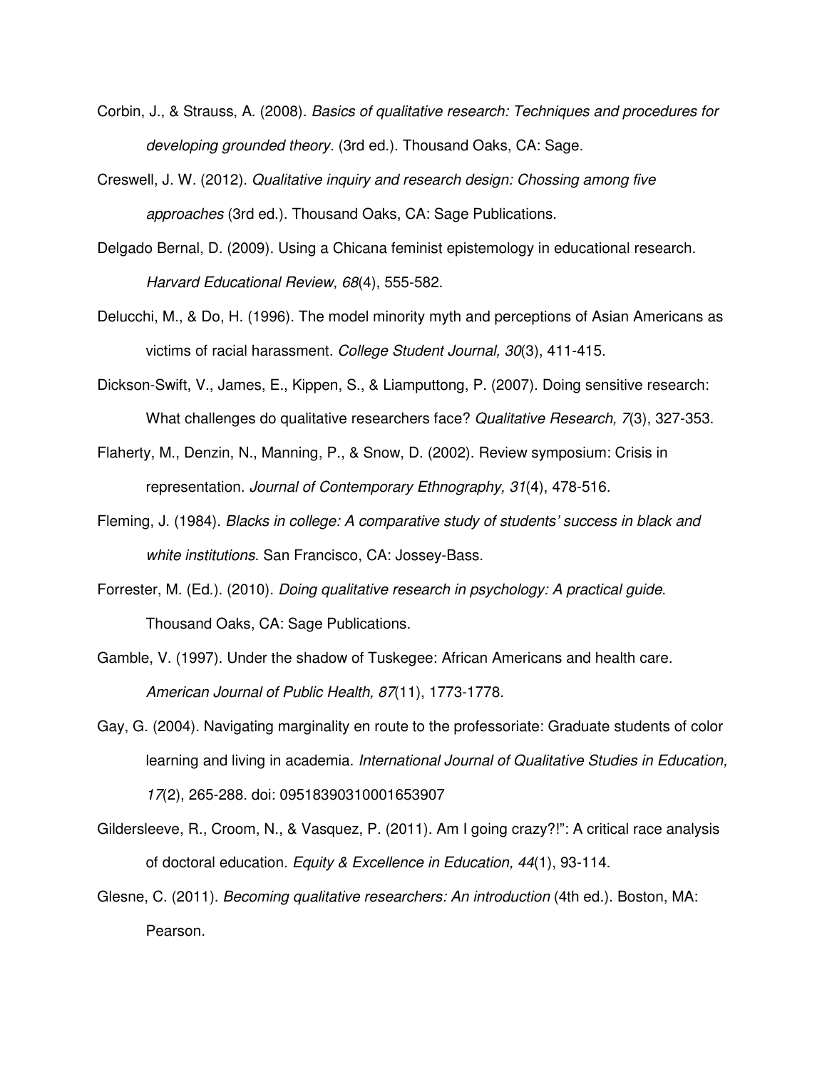Corbin, J., & Strauss, A. (2008). *Basics of qualitative research: Techniques and procedures for developing grounded theory.* (3rd ed.). Thousand Oaks, CA: Sage.

Creswell, J. W. (2012). *Qualitative inquiry and research design: Chossing among five approaches* (3rd ed.). Thousand Oaks, CA: Sage Publications.

Delgado Bernal, D. (2009). Using a Chicana feminist epistemology in educational research. *Harvard Educational Review, 68*(4), 555-582.

Delucchi, M., & Do, H. (1996). The model minority myth and perceptions of Asian Americans as victims of racial harassment. *College Student Journal, 30*(3), 411-415.

Dickson-Swift, V., James, E., Kippen, S., & Liamputtong, P. (2007). Doing sensitive research: What challenges do qualitative researchers face? *Qualitative Research, 7*(3), 327-353.

Flaherty, M., Denzin, N., Manning, P., & Snow, D. (2002). Review symposium: Crisis in representation. *Journal of Contemporary Ethnography, 31*(4), 478-516.

Fleming, J. (1984). *Blacks in college: A comparative study of students' success in black and white institutions*. San Francisco, CA: Jossey-Bass.

Forrester, M. (Ed.). (2010). *Doing qualitative research in psychology: A practical guide*. Thousand Oaks, CA: Sage Publications.

Gamble, V. (1997). Under the shadow of Tuskegee: African Americans and health care. *American Journal of Public Health, 87*(11), 1773-1778.

Gay, G. (2004). Navigating marginality en route to the professoriate: Graduate students of color learning and living in academia. *International Journal of Qualitative Studies in Education, 17*(2), 265-288. doi: 09518390310001653907

Gildersleeve, R., Croom, N., & Vasquez, P. (2011). Am I going crazy?!": A critical race analysis of doctoral education. *Equity & Excellence in Education, 44*(1), 93-114.

Glesne, C. (2011). *Becoming qualitative researchers: An introduction* (4th ed.). Boston, MA: Pearson.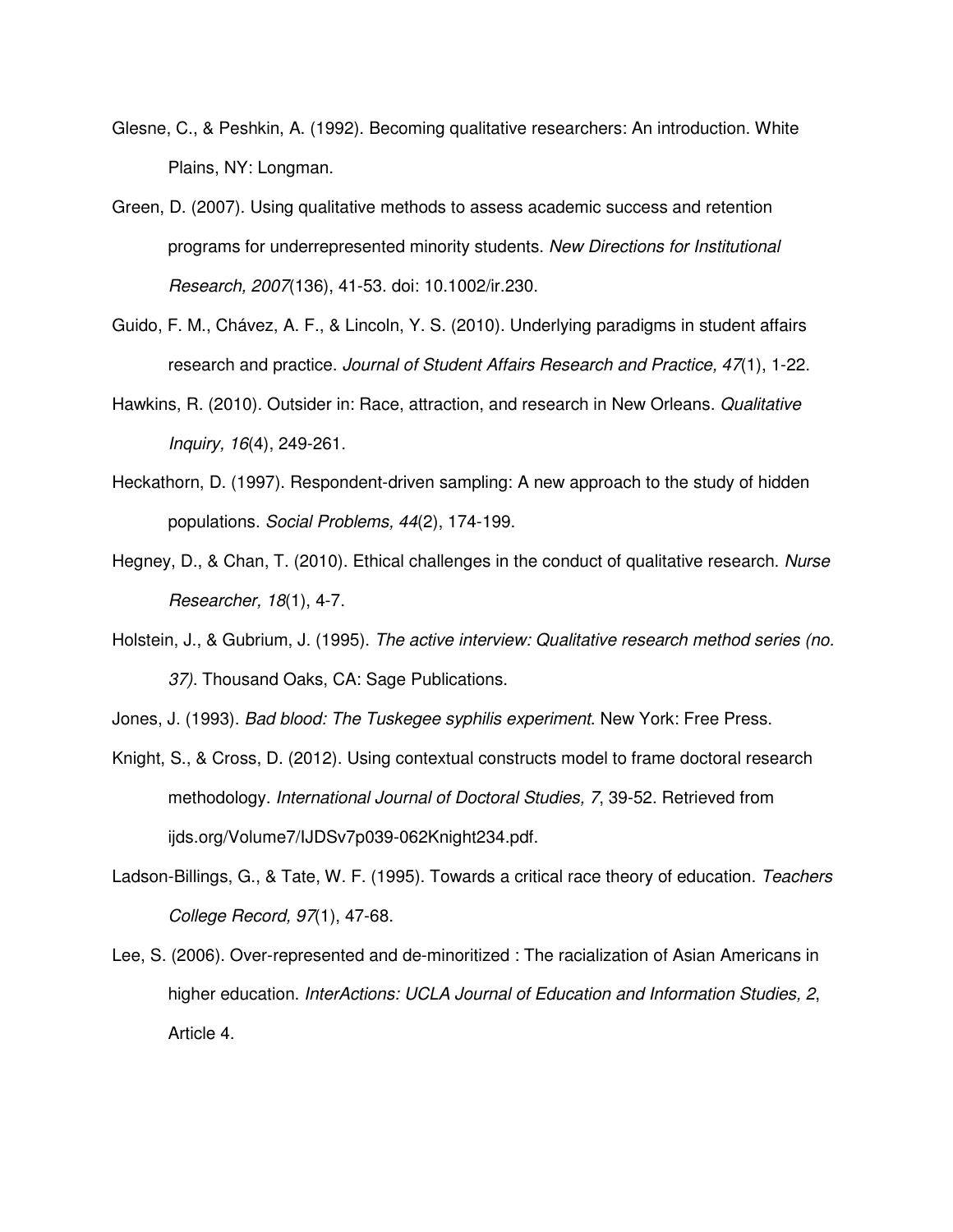Glesne, C., & Peshkin, A. (1992). Becoming qualitative researchers: An introduction. White Plains, NY: Longman.

Green, D. (2007). Using qualitative methods to assess academic success and retention programs for underrepresented minority students. *New Directions for Institutional Research, 2007*(136), 41-53. doi: 10.1002/ir.230.

Guido, F. M., Chávez, A. F., & Lincoln, Y. S. (2010). Underlying paradigms in student affairs research and practice. *Journal of Student Affairs Research and Practice, 47*(1), 1-22.

Hawkins, R. (2010). Outsider in: Race, attraction, and research in New Orleans. *Qualitative Inquiry, 16*(4), 249-261.

Heckathorn, D. (1997). Respondent-driven sampling: A new approach to the study of hidden populations. *Social Problems, 44*(2), 174-199.

Hegney, D., & Chan, T. (2010). Ethical challenges in the conduct of qualitative research. *Nurse Researcher, 18*(1), 4-7.

Holstein, J., & Gubrium, J. (1995). *The active interview: Qualitative research method series (no. 37).* Thousand Oaks, CA: Sage Publications.

Jones, J. (1993). *Bad blood: The Tuskegee syphilis experiment*. New York: Free Press.

Knight, S., & Cross, D. (2012). Using contextual constructs model to frame doctoral research methodology. *International Journal of Doctoral Studies, 7*, 39-52. Retrieved from ijds.org/Volume7/IJDSv7p039-062Knight234.pdf.

Ladson-Billings, G., & Tate, W. F. (1995). Towards a critical race theory of education. *Teachers College Record, 97*(1), 47-68.

Lee, S. (2006). Over-represented and de-minoritized : The racialization of Asian Americans in higher education. *InterActions: UCLA Journal of Education and Information Studies, 2*, Article 4.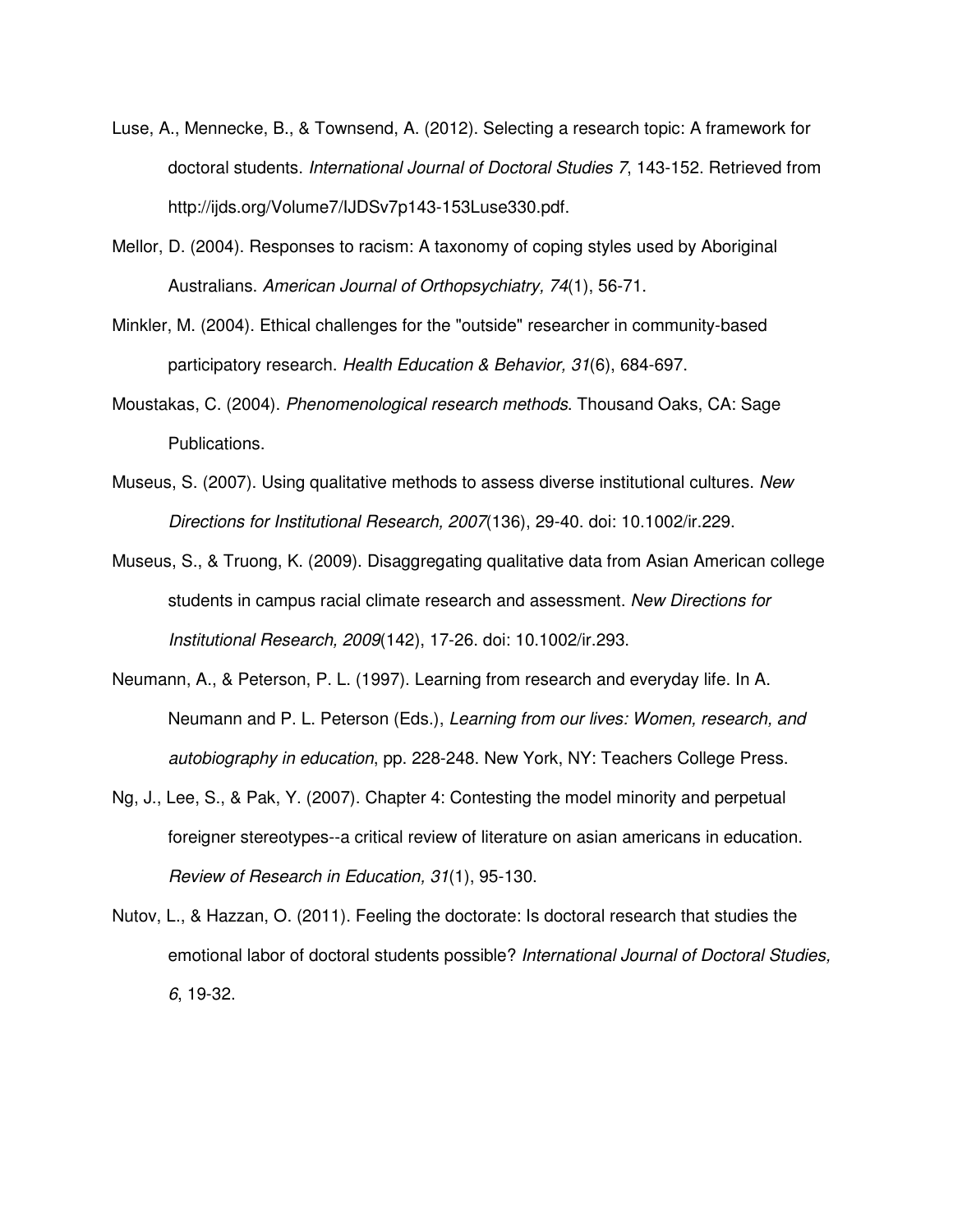Luse, A., Mennecke, B., & Townsend, A. (2012). Selecting a research topic: A framework for doctoral students. *International Journal of Doctoral Studies 7*, 143-152. Retrieved from http://ijds.org/Volume7/IJDSv7p143-153Luse330.pdf.

Mellor, D. (2004). Responses to racism: A taxonomy of coping styles used by Aboriginal Australians. *American Journal of Orthopsychiatry, 74*(1), 56-71.

Minkler, M. (2004). Ethical challenges for the "outside" researcher in community-based participatory research. *Health Education & Behavior, 31*(6), 684-697.

Moustakas, C. (2004). *Phenomenological research methods*. Thousand Oaks, CA: Sage Publications.

Museus, S. (2007). Using qualitative methods to assess diverse institutional cultures. *New Directions for Institutional Research, 2007*(136), 29-40. doi: 10.1002/ir.229.

Museus, S., & Truong, K. (2009). Disaggregating qualitative data from Asian American college students in campus racial climate research and assessment. *New Directions for Institutional Research, 2009*(142), 17-26. doi: 10.1002/ir.293.

Neumann, A., & Peterson, P. L. (1997). Learning from research and everyday life. In A. Neumann and P. L. Peterson (Eds.), *Learning from our lives: Women, research, and autobiography in education*, pp. 228-248. New York, NY: Teachers College Press.

Ng, J., Lee, S., & Pak, Y. (2007). Chapter 4: Contesting the model minority and perpetual foreigner stereotypes--a critical review of literature on asian americans in education. *Review of Research in Education, 31*(1), 95-130.

Nutov, L., & Hazzan, O. (2011). Feeling the doctorate: Is doctoral research that studies the emotional labor of doctoral students possible? *International Journal of Doctoral Studies, 6*, 19-32.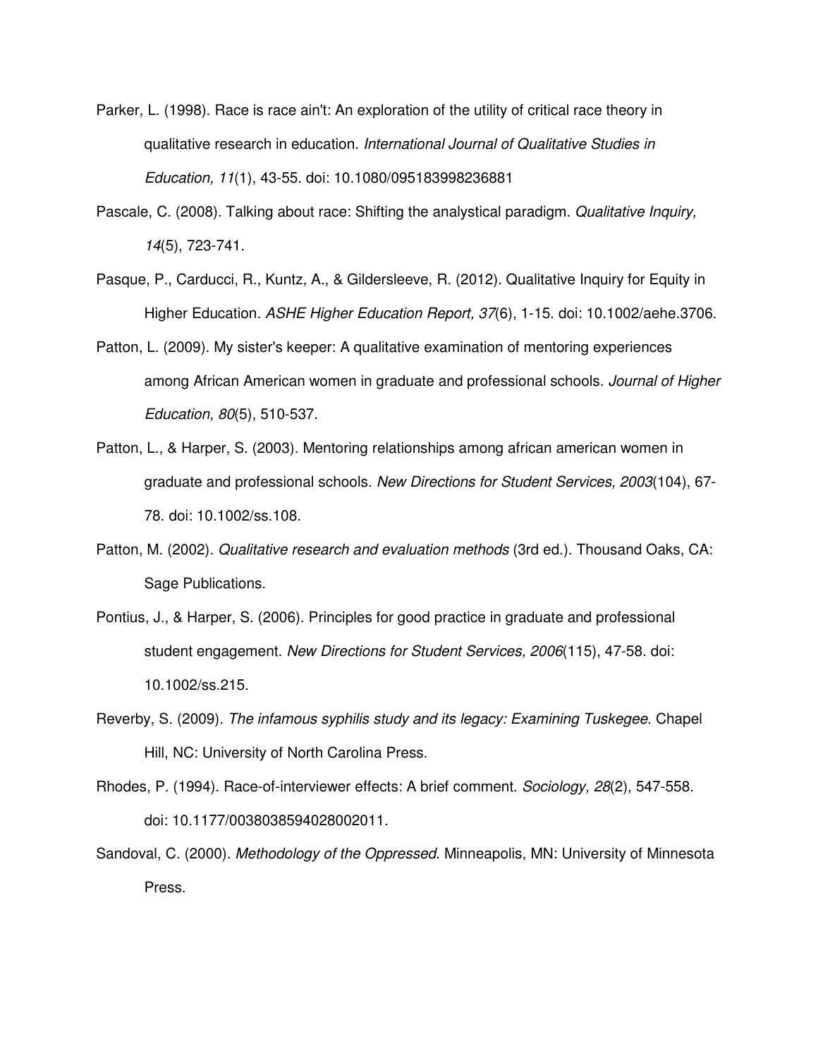Parker, L. (1998). Race is race ain't: An exploration of the utility of critical race theory in qualitative research in education. *International Journal of Qualitative Studies in Education, 11*(1), 43-55. doi: 10.1080/095183998236881

Pascale, C. (2008). Talking about race: Shifting the analystical paradigm. *Qualitative Inquiry, 14*(5), 723-741.

Pasque, P., Carducci, R., Kuntz, A., & Gildersleeve, R. (2012). Qualitative Inquiry for Equity in Higher Education. *ASHE Higher Education Report, 37*(6), 1-15. doi: 10.1002/aehe.3706.

Patton, L. (2009). My sister's keeper: A qualitative examination of mentoring experiences among African American women in graduate and professional schools. *Journal of Higher Education, 80*(5), 510-537.

Patton, L., & Harper, S. (2003). Mentoring relationships among african american women in graduate and professional schools. *New Directions for Student Services, 2003*(104), 67-78. doi: 10.1002/ss.108.

Patton, M. (2002). *Qualitative research and evaluation methods* (3rd ed.). Thousand Oaks, CA: Sage Publications.

Pontius, J., & Harper, S. (2006). Principles for good practice in graduate and professional student engagement. *New Directions for Student Services, 2006*(115), 47-58. doi: 10.1002/ss.215.

Reverby, S. (2009). *The infamous syphilis study and its legacy: Examining Tuskegee*. Chapel Hill, NC: University of North Carolina Press.

Rhodes, P. (1994). Race-of-interviewer effects: A brief comment. *Sociology, 28*(2), 547-558. doi: 10.1177/0038038594028002011.

Sandoval, C. (2000). *Methodology of the Oppressed*. Minneapolis, MN: University of Minnesota Press.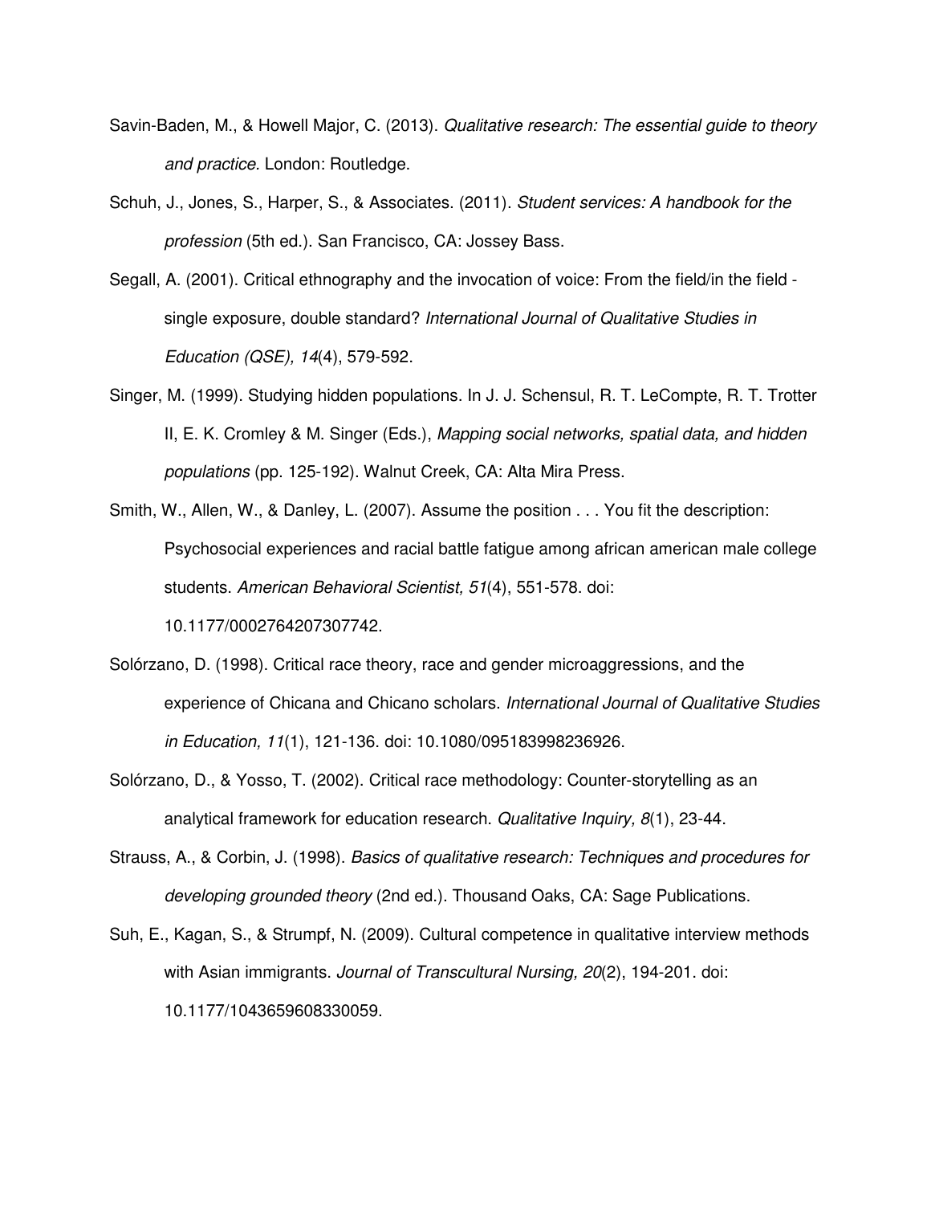Savin-Baden, M., & Howell Major, C. (2013). *Qualitative research: The essential guide to theory and practice*. London: Routledge.

Schuh, J., Jones, S., Harper, S., & Associates. (2011). *Student services: A handbook for the profession* (5th ed.). San Francisco, CA: Jossey Bass.

Segall, A. (2001). Critical ethnography and the invocation of voice: From the field/in the field - single exposure, double standard? *International Journal of Qualitative Studies in Education (QSE), 14*(4), 579-592.

Singer, M. (1999). Studying hidden populations. In J. J. Schensul, R. T. LeCompte, R. T. Trotter II, E. K. Cromley & M. Singer (Eds.), *Mapping social networks, spatial data, and hidden populations* (pp. 125-192). Walnut Creek, CA: Alta Mira Press.

Smith, W., Allen, W., & Danley, L. (2007). Assume the position . . . You fit the description: Psychosocial experiences and racial battle fatigue among african american male college students. *American Behavioral Scientist, 51*(4), 551-578. doi: 10.1177/0002764207307742.

Solórzano, D. (1998). Critical race theory, race and gender microaggressions, and the experience of Chicana and Chicano scholars. *International Journal of Qualitative Studies in Education, 11*(1), 121-136. doi: 10.1080/095183998236926.

Solórzano, D., & Yosso, T. (2002). Critical race methodology: Counter-storytelling as an analytical framework for education research. *Qualitative Inquiry, 8*(1), 23-44.

Strauss, A., & Corbin, J. (1998). *Basics of qualitative research: Techniques and procedures for developing grounded theory* (2nd ed.). Thousand Oaks, CA: Sage Publications.

Suh, E., Kagan, S., & Strumpf, N. (2009). Cultural competence in qualitative interview methods with Asian immigrants. *Journal of Transcultural Nursing, 20*(2), 194-201. doi: 10.1177/1043659608330059.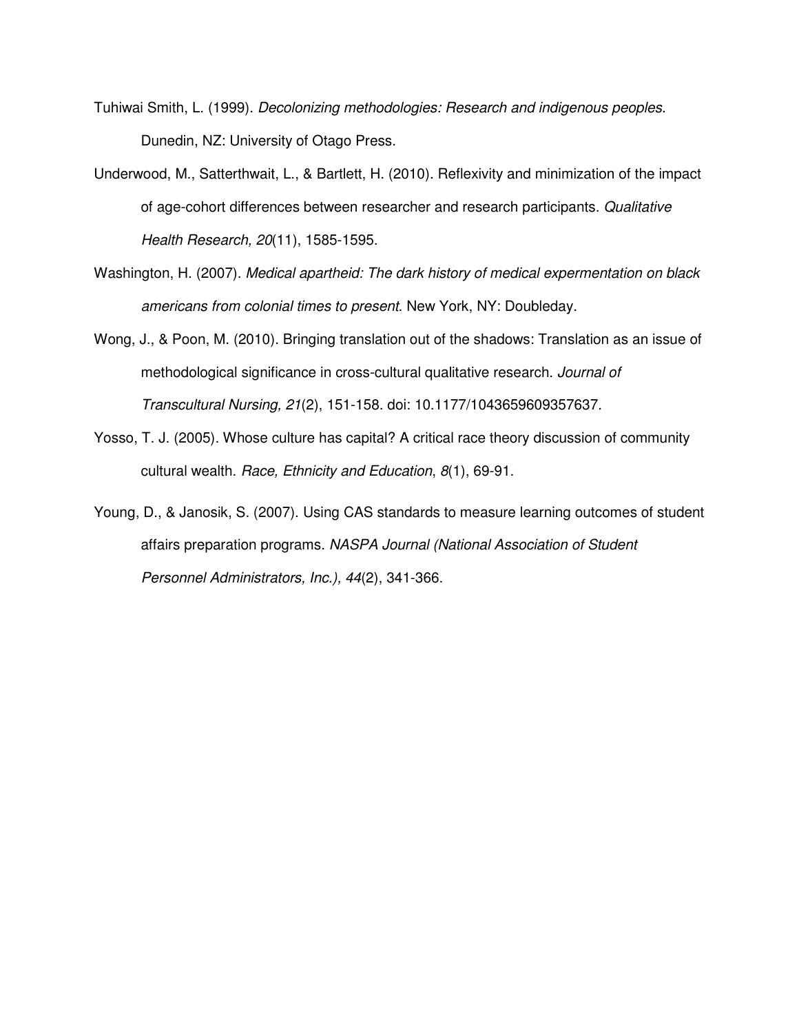Tuhiwai Smith, L. (1999). *Decolonizing methodologies: Research and indigenous peoples*. Dunedin, NZ: University of Otago Press.

Underwood, M., Satterthwait, L., & Bartlett, H. (2010). Reflexivity and minimization of the impact of age-cohort differences between researcher and research participants. *Qualitative Health Research, 20*(11), 1585-1595.

Washington, H. (2007). *Medical apartheid: The dark history of medical expermentation on black americans from colonial times to present*. New York, NY: Doubleday.

Wong, J., & Poon, M. (2010). Bringing translation out of the shadows: Translation as an issue of methodological significance in cross-cultural qualitative research. *Journal of Transcultural Nursing, 21*(2), 151-158. doi: 10.1177/1043659609357637.

Yosso, T. J. (2005). Whose culture has capital? A critical race theory discussion of community cultural wealth. *Race, Ethnicity and Education*, *8*(1), 69-91.

Young, D., & Janosik, S. (2007). Using CAS standards to measure learning outcomes of student affairs preparation programs. *NASPA Journal (National Association of Student Personnel Administrators, Inc.), 44*(2), 341-366.